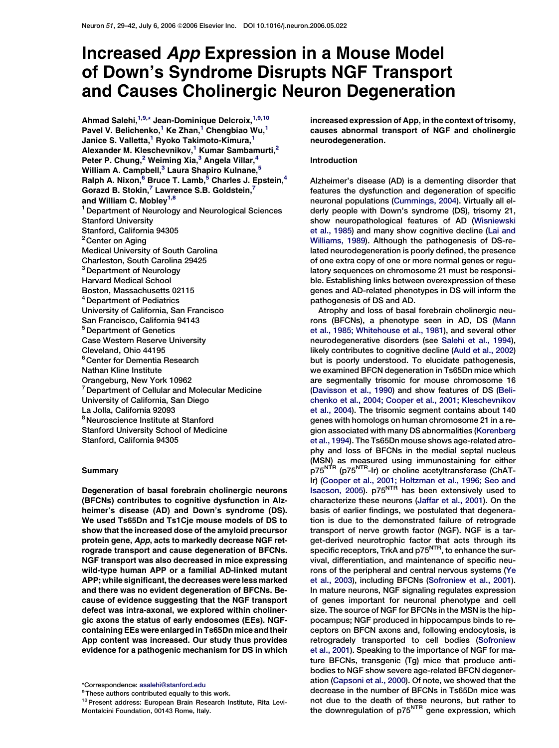# Increased *App* Expression in a Mouse Model of Down's Syndrome Disrupts NGF Transport and Causes Cholinergic Neuron Degeneration

**Ahmad Salehi,[1,9,*] Jean-Dominique Delcroix,[1,9,10] Pavel V. Belichenko,[1] Ke Zhan,[1] Chengbiao Wu,[1] Janice S. Valletta,[1] Ryoko Takimoto-Kimura,[1] Alexander M. Kleschevnikov,[1] Kumar Sambamurti,[2] Peter P. Chung,[2] Weiming Xia,[3] Angela Villar,[4] William A. Campbell,[3] Laura Shapiro Kulnane,[5] Ralph A. Nixon,[6] Bruce T. Lamb,[5] Charles J. Epstein,[4] Gorazd B. Stokin,[7] Lawrence S.B. Goldstein,[7] and William C. Mobley[1,8]**

[1] Department of Neurology and Neurological Sciences Stanford University Stanford, California 94305
[2] Center on Aging Medical University of South Carolina Charleston, South Carolina 29425
[3] Department of Neurology Harvard Medical School Boston, Massachusetts 02115
[4] Department of Pediatrics University of California, San Francisco San Francisco, California 94143
[5] Department of Genetics Case Western Reserve University Cleveland, Ohio 44195
[6] Center for Dementia Research Nathan Kline Institute Orangeburg, New York 10962
[7] Department of Cellular and Molecular Medicine University of California, San Diego La Jolla, California 92093
[8] Neuroscience Institute at Stanford Stanford University School of Medicine Stanford, California 94305

## Summary

**Degeneration of basal forebrain cholinergic neurons (BFCNs) contributes to cognitive dysfunction in Alzheimer's disease (AD) and Down's syndrome (DS). We used Ts65Dn and Ts1Cje mouse models of DS to show that the increased dose of the amyloid precursor protein gene, *App*, acts to markedly decrease NGF retrograde transport and cause degeneration of BFCNs. NGF transport was also decreased in mice expressing wild-type human APP or a familial AD-linked mutant APP; while significant, the decreases were less marked and there was no evident degeneration of BFCNs. Because of evidence suggesting that the NGF transport defect was intra-axonal, we explored within cholinergic axons the status of early endosomes (EEs). NGF-containing EEs were enlarged in Ts65Dn mice and their App content was increased. Our study thus provides evidence for a pathogenic mechanism for DS in which increased expression of App, in the context of trisomy, causes abnormal transport of NGF and cholinergic neurodegeneration.**

*Correspondence: asalehi@stanford.edu
[9] These authors contributed equally to this work.
[10] Present address: European Brain Research Institute, Rita Levi-Montalcini Foundation, 00143 Rome, Italy.

## Introduction

Alzheimer's disease (AD) is a dementing disorder that features the dysfunction and degeneration of specific neuronal populations (Cummings, 2004). Virtually all elderly people with Down's syndrome (DS), trisomy 21, show neuropathological features of AD (Wisniewski et al., 1985) and many show cognitive decline (Lai and Williams, 1989). Although the pathogenesis of DS-related neurodegeneration is poorly defined, the presence of one extra copy of one or more normal genes or regulatory sequences on chromosome 21 must be responsible. Establishing links between overexpression of these genes and AD-related phenotypes in DS will inform the pathogenesis of DS and AD.

Atrophy and loss of basal forebrain cholinergic neurons (BFCNs), a phenotype seen in AD, DS (Mann et al., 1985; Whitehouse et al., 1981), and several other neurodegenerative disorders (see Salehi et al., 1994), likely contributes to cognitive decline (Auld et al., 2002) but is poorly understood. To elucidate pathogenesis, we examined BFCN degeneration in Ts65Dn mice which are segmentally trisomic for mouse chromosome 16 (Davisson et al., 1990) and show features of DS (Belichenko et al., 2004; Cooper et al., 2001; Kleschevnikov et al., 2004). The trisomic segment contains about 140 genes with homologs on human chromosome 21 in a region associated with many DS abnormalities (Korenberg et al., 1994). The Ts65Dn mouse shows age-related atrophy and loss of BFCNs in the medial septal nucleus (MSN) as measured using immunostaining for either $p75^{NTR}$ ($p75^{NTR}$-Ir) or choline acetyltransferase (ChAT-Ir) (Cooper et al., 2001; Holtzman et al., 1996; Seo and Isacson, 2005). $p75^{NTR}$ has been extensively used to characterize these neurons (Jaffar et al., 2001). On the basis of earlier findings, we postulated that degeneration is due to the demonstrated failure of retrograde transport of nerve growth factor (NGF). NGF is a target-derived neurotrophic factor that acts through its specific receptors, TrkA and $p75^{NTR}$, to enhance the survival, differentiation, and maintenance of specific neurons of the peripheral and central nervous systems (Ye et al., 2003), including BFCNs (Sofroniew et al., 2001). In mature neurons, NGF signaling regulates expression of genes important for neuronal phenotype and cell size. The source of NGF for BFCNs in the MSN is the hippocampus; NGF produced in hippocampus binds to receptors on BFCN axons and, following endocytosis, is retrogradely transported to cell bodies (Sofroniew et al., 2001). Speaking to the importance of NGF for mature BFCNs, transgenic (Tg) mice that produce antibodies to NGF show severe age-related BFCN degeneration (Capsoni et al., 2000). Of note, we showed that the decrease in the number of BFCNs in Ts65Dn mice was not due to the death of these neurons, but rather to the downregulation of $p75^{NTR}$ gene expression, which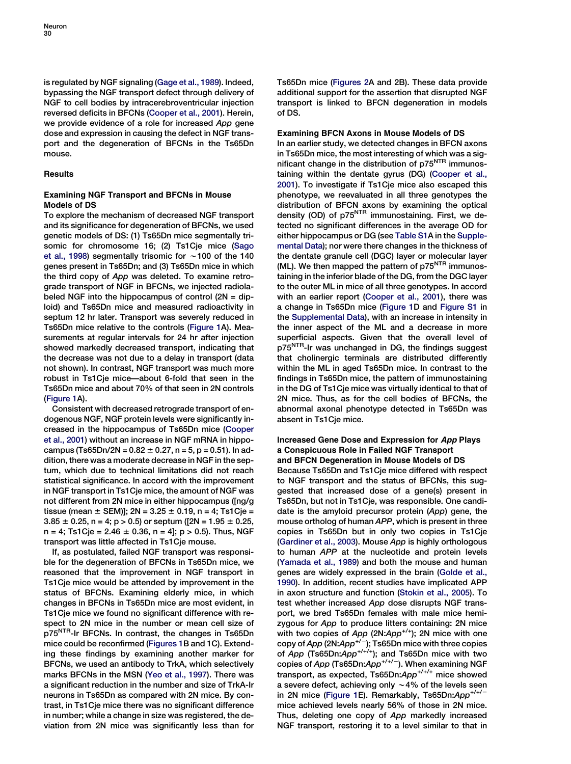is regulated by NGF signaling (Gage et al., 1989). Indeed, bypassing the NGF transport defect through delivery of NGF to cell bodies by intracerebroventricular injection reversed deficits in BFCNs (Cooper et al., 2001). Herein, we provide evidence of a role for increased *App* gene dose and expression in causing the defect in NGF transport and the degeneration of BFCNs in the Ts65Dn mouse.

## Results

### Examining NGF Transport and BFCNs in Mouse Models of DS

To explore the mechanism of decreased NGF transport and its significance for degeneration of BFCNs, we used genetic models of DS: (1) Ts65Dn mice segmentally trisomic for chromosome 16; (2) Ts1Cje mice (Sago et al., 1998) segmentally trisomic for ~100 of the 140 genes present in Ts65Dn; and (3) Ts65Dn mice in which the third copy of *App* was deleted. To examine retrograde transport of NGF in BFCNs, we injected radiolabeled NGF into the hippocampus of control (2N = diploid) and Ts65Dn mice and measured radioactivity in septum 12 hr later. Transport was severely reduced in Ts65Dn mice relative to the controls (Figure 1A). Measurements at regular intervals for 24 hr after injection showed markedly decreased transport, indicating that the decrease was not due to a delay in transport (data not shown). In contrast, NGF transport was much more robust in Ts1Cje mice—about 6-fold that seen in the Ts65Dn mice and about 70% of that seen in 2N controls (Figure 1A).

Consistent with decreased retrograde transport of endogenous NGF, NGF protein levels were significantly increased in the hippocampus of Ts65Dn mice (Cooper et al., 2001) without an increase in NGF mRNA in hippocampus (Ts65Dn/2N = 0.82 ± 0.27, n = 5, p = 0.51). In addition, there was a moderate decrease in NGF in the septum, which due to technical limitations did not reach statistical significance. In accord with the improvement in NGF transport in Ts1Cje mice, the amount of NGF was not different from 2N mice in either hippocampus ([ng/g tissue (mean ± SEM)]; 2N = 3.25 ± 0.19, n = 4; Ts1Cje = 3.85 ± 0.25, n = 4; p > 0.5) or septum ([2N = 1.95 ± 0.25, n = 4; Ts1Cje = 2.46 ± 0.36, n = 4]; p > 0.5). Thus, NGF transport was little affected in Ts1Cje mouse.

If, as postulated, failed NGF transport was responsible for the degeneration of BFCNs in Ts65Dn mice, we reasoned that the improvement in NGF transport in Ts1Cje mice would be attended by improvement in the status of BFCNs. Examining elderly mice, in which changes in BFCNs in Ts65Dn mice are most evident, in Ts1Cje mice we found no significant difference with respect to 2N mice in the number or mean cell size of $p75^{NTR}$-Ir BFCNs. In contrast, the changes in Ts65Dn mice could be reconfirmed (Figures 1B and 1C). Extending these findings by examining another marker for BFCNs, we used an antibody to TrkA, which selectively marks BFCNs in the MSN (Yeo et al., 1997). There was a significant reduction in the number and size of TrkA-Ir neurons in Ts65Dn as compared with 2N mice. By contrast, in Ts1Cje mice there was no significant difference in number; while a change in size was registered, the deviation from 2N mice was significantly less than for Ts65Dn mice (Figures 2A and 2B). These data provide additional support for the assertion that disrupted NGF transport is linked to BFCN degeneration in models of DS.

### Examining BFCN Axons in Mouse Models of DS

In an earlier study, we detected changes in BFCN axons in Ts65Dn mice, the most interesting of which was a significant change in the distribution of $p75^{NTR}$ immunostaining within the dentate gyrus (DG) (Cooper et al., 2001). To investigate if Ts1Cje mice also escaped this phenotype, we reevaluated in all three genotypes the distribution of BFCN axons by examining the optical density (OD) of $p75^{NTR}$ immunostaining. First, we detected no significant differences in the average OD for either hippocampus or DG (see Table S1A in the Supplemental Data); nor were there changes in the thickness of the dentate granule cell (DGC) layer or molecular layer (ML). We then mapped the pattern of $p75^{NTR}$ immunostaining in the inferior blade of the DG, from the DGC layer to the outer ML in mice of all three genotypes. In accord with an earlier report (Cooper et al., 2001), there was a change in Ts65Dn mice (Figure 1D and Figure S1 in the Supplemental Data), with an increase in intensity in the inner aspect of the ML and a decrease in more superficial aspects. Given that the overall level of $p75^{NTR}$-Ir was unchanged in DG, the findings suggest that cholinergic terminals are distributed differently within the ML in aged Ts65Dn mice. In contrast to the findings in Ts65Dn mice, the pattern of immunostaining in the DG of Ts1Cje mice was virtually identical to that of 2N mice. Thus, as for the cell bodies of BFCNs, the abnormal axonal phenotype detected in Ts65Dn was absent in Ts1Cje mice.

### Increased Gene Dose and Expression for *App* Plays a Conspicuous Role in Failed NGF Transport and BFCN Degeneration in Mouse Models of DS

Because Ts65Dn and Ts1Cje mice differed with respect to NGF transport and the status of BFCNs, this suggested that increased dose of a gene(s) present in Ts65Dn, but not in Ts1Cje, was responsible. One candidate is the amyloid precursor protein (*App*) gene, the mouse ortholog of human *APP*, which is present in three copies in Ts65Dn but in only two copies in Ts1Cje (Gardiner et al., 2003). Mouse *App* is highly orthologous to human *APP* at the nucleotide and protein levels (Yamada et al., 1989) and both the mouse and human genes are widely expressed in the brain (Golde et al., 1990). In addition, recent studies have implicated APP in axon structure and function (Stokin et al., 2005). To test whether increased *App* dose disrupts NGF transport, we bred Ts65Dn females with male mice hemizygous for *App* to produce litters containing: 2N mice with two copies of *App* (2N:$App^{+/+}$); 2N mice with one copy of *App* (2N:$App^{+/-}$); Ts65Dn mice with three copies of *App* (Ts65Dn:$App^{+/+/+}$); and Ts65Dn mice with two copies of *App* (Ts65Dn:$App^{+/+/-}$). When examining NGF transport, as expected, Ts65Dn:$App^{+/+/+}$ mice showed a severe defect, achieving only ~4% of the levels seen in 2N mice (Figure 1E). Remarkably, Ts65Dn:$App^{+/+/-}$ mice achieved levels nearly 56% of those in 2N mice. Thus, deleting one copy of *App* markedly increased NGF transport, restoring it to a level similar to that in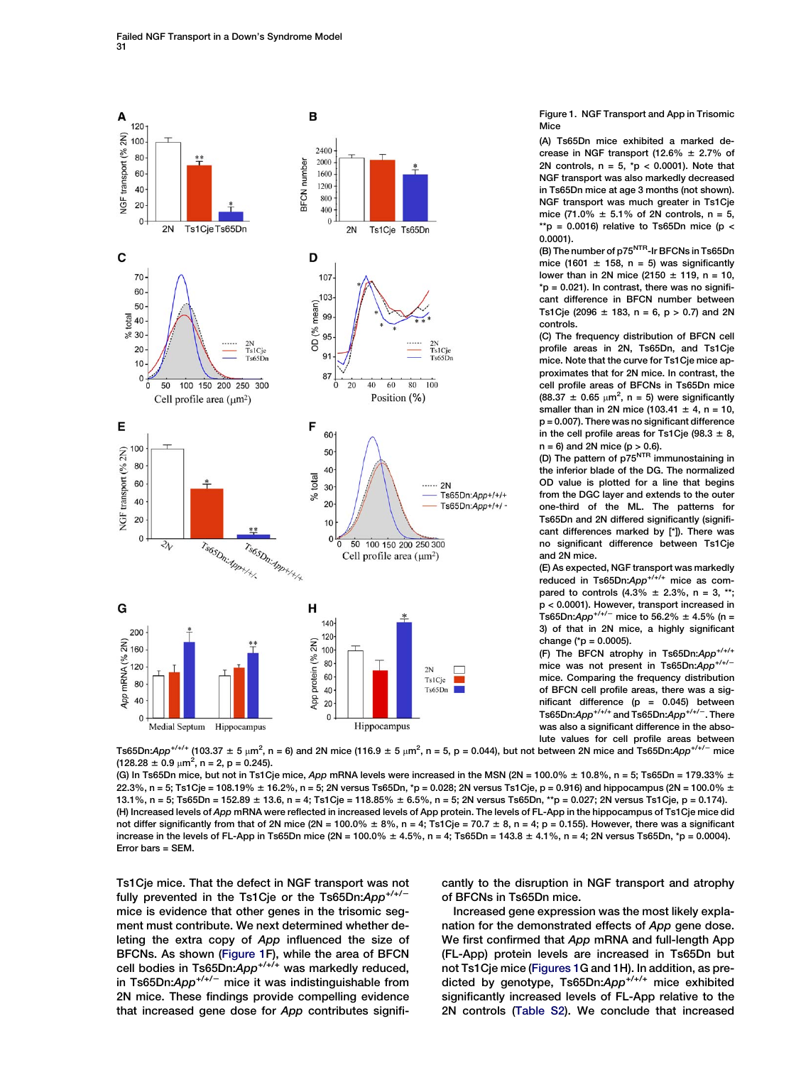Figure 1. NGF Transport and App in Trisomic Mice

(A) Ts65Dn mice exhibited a marked decrease in NGF transport (12.6% ± 2.7% of 2N controls, n = 5, *p < 0.0001). Note that NGF transport was also markedly decreased in Ts65Dn mice at age 3 months (not shown). NGF transport was much greater in Ts1Cje mice (71.0% ± 5.1% of 2N controls, n = 5, **p = 0.0016) relative to Ts65Dn mice (p < 0.0001).

(B) The number of p75$^{NTR}$-Ir BFCNs in Ts65Dn mice (1601 ± 158, n = 5) was significantly lower than in 2N mice (2150 ± 119, n = 10, *p = 0.021). In contrast, there was no significant difference in BFCN number between Ts1Cje (2096 ± 183, n = 6, p > 0.7) and 2N controls.

(C) The frequency distribution of BFCN cell profile areas in 2N, Ts65Dn, and Ts1Cje mice. Note that the curve for Ts1Cje mice approximates that for 2N mice. In contrast, the cell profile areas of BFCNs in Ts65Dn mice (88.37 ± 0.65 $\mu m^2$, n = 5) were significantly smaller than in 2N mice (103.41 ± 4, n = 10, p = 0.007). There was no significant difference in the cell profile areas for Ts1Cje (98.3 ± 8, n = 6) and 2N mice (p > 0.6).

(D) The pattern of p75$^{NTR}$ immunostaining in the inferior blade of the DG. The normalized OD value is plotted for a line that begins from the DGC layer and extends to the outer one-third of the ML. The patterns for Ts65Dn and 2N differed significantly (significant differences marked by [*]). There was no significant difference between Ts1Cje and 2N mice.

(E) As expected, NGF transport was markedly reduced in Ts65Dn:*App*$^{+/+/+}$ mice as compared to controls (4.3% ± 2.3%, n = 3, **; p < 0.0001). However, transport increased in Ts65Dn:*App*$^{+/+/-}$ mice to 56.2% ± 4.5% (n = 3) of that in 2N mice, a highly significant change (*p = 0.0005).

(F) The BFCN atrophy in Ts65Dn:*App*$^{+/+/+}$ mice was not present in Ts65Dn:*App*$^{+/+/-}$ mice. Comparing the frequency distribution of BFCN cell profile areas, there was a significant difference (p = 0.045) between Ts65Dn:*App*$^{+/+/+}$ and Ts65Dn:*App*$^{+/+/-}$. There was also a significant difference in the absolute values for cell profile areas between Ts65Dn:*App*$^{+/+/+}$ (103.37 ± 5 $\mu m^2$, n = 6) and 2N mice (116.9 ± 5 $\mu m^2$, n = 5, p = 0.044), but not between 2N mice and Ts65Dn:*App*$^{+/+/-}$ mice (128.28 ± 0.9 $\mu m^2$, n = 2, p = 0.245).

(G) In Ts65Dn mice, but not in Ts1Cje mice, *App* mRNA levels were increased in the MSN (2N = 100.0% ± 10.8%, n = 5; Ts65Dn = 179.33% ± 22.3%, n = 5; Ts1Cje = 108.19% ± 16.2%, n = 5; 2N versus Ts65Dn, *p = 0.028; 2N versus Ts1Cje, p = 0.916) and hippocampus (2N = 100.0% ± 13.1%, n = 5; Ts65Dn = 152.89 ± 13.6, n = 4; Ts1Cje = 118.85% ± 6.5%, n = 5; 2N versus Ts65Dn, **p = 0.027; 2N versus Ts1Cje, p = 0.174).

(H) Increased levels of *App* mRNA were reflected in increased levels of App protein. The levels of FL-App in the hippocampus of Ts1Cje mice did not differ significantly from that of 2N mice (2N = 100.0% ± 8%, n = 4; Ts1Cje = 70.7 ± 8, n = 4; p = 0.155). However, there was a significant increase in the levels of FL-App in Ts65Dn mice (2N = 100.0% ± 4.5%, n = 4; Ts65Dn = 143.8 ± 4.1%, n = 4; 2N versus Ts65Dn, *p = 0.0004). Error bars = SEM.

Ts1Cje mice. That the defect in NGF transport was not fully prevented in the Ts1Cje or the Ts65Dn:*App*$^{+/+/-}$ mice is evidence that other genes in the trisomic segment must contribute. We next determined whether deleting the extra copy of *App* influenced the size of BFCNs. As shown (Figure 1F), while the area of BFCN cell bodies in Ts65Dn:*App*$^{+/+/+}$ was markedly reduced, in Ts65Dn:*App*$^{+/+/-}$ mice it was indistinguishable from 2N mice. These findings provide compelling evidence that increased gene dose for *App* contributes significantly to the disruption in NGF transport and atrophy of BFCNs in Ts65Dn mice.

Increased gene expression was the most likely explanation for the demonstrated effects of *App* gene dose. We first confirmed that *App* mRNA and full-length App (FL-App) protein levels are increased in Ts65Dn but not Ts1Cje mice (Figures 1G and 1H). In addition, as predicted by genotype, Ts65Dn:*App*$^{+/+/+}$ mice exhibited significantly increased levels of FL-App relative to the 2N controls (Table S2). We conclude that increased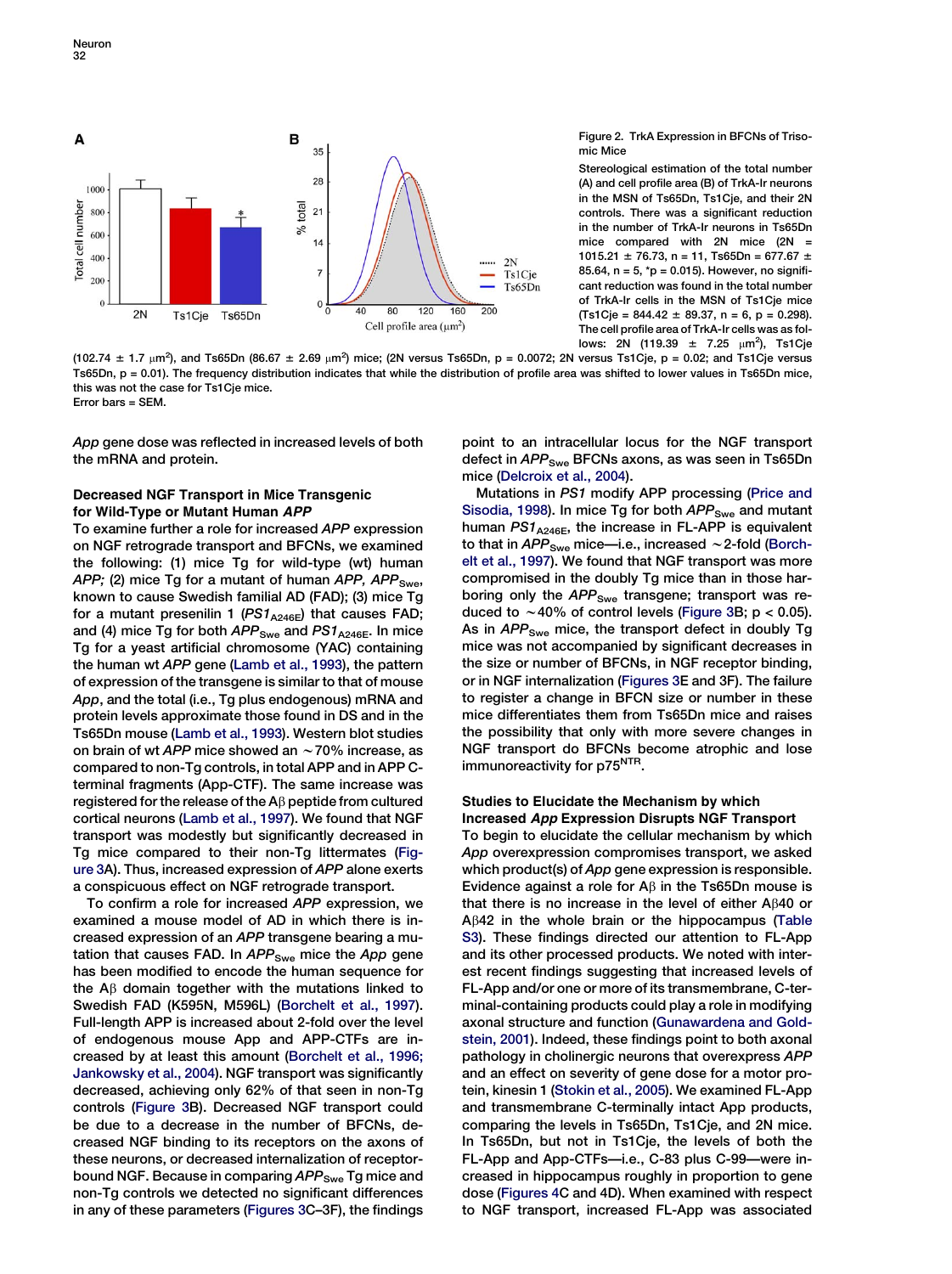Figure 2. TrkA Expression in BFCNs of Trisomic Mice

Stereological estimation of the total number (A) and cell profile area (B) of TrkA-Ir neurons in the MSN of Ts65Dn, Ts1Cje, and their 2N controls. There was a significant reduction in the number of TrkA-Ir neurons in Ts65Dn mice compared with 2N mice (2N = 1015.21 ± 76.73, n = 11, Ts65Dn = 677.67 ± 85.64, n = 5, *p = 0.015). However, no significant reduction was found in the total number of TrkA-Ir cells in the MSN of Ts1Cje mice (Ts1Cje = 844.42 ± 89.37, n = 6, p = 0.298). The cell profile area of TrkA-Ir cells was as follows: 2N (119.39 ± 7.25 μm²), Ts1Cje (102.74 ± 1.7 μm²), and Ts65Dn (86.67 ± 2.69 μm²) mice; (2N versus Ts65Dn, p = 0.0072; 2N versus Ts1Cje, p = 0.02; and Ts1Cje versus Ts65Dn, p = 0.01). The frequency distribution indicates that while the distribution of profile area was shifted to lower values in Ts65Dn mice, this was not the case for Ts1Cje mice.

Error bars = SEM.

*App* gene dose was reflected in increased levels of both the mRNA and protein.

### Decreased NGF Transport in Mice Transgenic for Wild-Type or Mutant Human *APP*

To examine further a role for increased *APP* expression on NGF retrograde transport and BFCNs, we examined the following: (1) mice Tg for wild-type (wt) human *APP;* (2) mice Tg for a mutant of human *APP, $APP_{Swe}$*, known to cause Swedish familial AD (FAD); (3) mice Tg for a mutant presenilin 1 (*$PS1_{A246E}$*) that causes FAD; and (4) mice Tg for both *$APP_{Swe}$* and *$PS1_{A246E}$*. In mice Tg for a yeast artificial chromosome (YAC) containing the human wt *APP* gene (Lamb et al., 1993), the pattern of expression of the transgene is similar to that of mouse *App*, and the total (i.e., Tg plus endogenous) mRNA and protein levels approximate those found in DS and in the Ts65Dn mouse (Lamb et al., 1993). Western blot studies on brain of wt *APP* mice showed an ~70% increase, as compared to non-Tg controls, in total APP and in APP C-terminal fragments (App-CTF). The same increase was registered for the release of the Aβ peptide from cultured cortical neurons (Lamb et al., 1997). We found that NGF transport was modestly but significantly decreased in Tg mice compared to their non-Tg littermates (Figure 3A). Thus, increased expression of *APP* alone exerts a conspicuous effect on NGF retrograde transport.

To confirm a role for increased *APP* expression, we examined a mouse model of AD in which there is increased expression of an *APP* transgene bearing a mutation that causes FAD. In *$APP_{Swe}$* mice the *App* gene has been modified to encode the human sequence for the Aβ domain together with the mutations linked to Swedish FAD (K595N, M596L) (Borchelt et al., 1997). Full-length APP is increased about 2-fold over the level of endogenous mouse App and APP-CTFs are increased by at least this amount (Borchelt et al., 1996; Jankowsky et al., 2004). NGF transport was significantly decreased, achieving only 62% of that seen in non-Tg controls (Figure 3B). Decreased NGF transport could be due to a decrease in the number of BFCNs, decreased NGF binding to its receptors on the axons of these neurons, or decreased internalization of receptor-bound NGF. Because in comparing *$APP_{Swe}$* Tg mice and non-Tg controls we detected no significant differences in any of these parameters (Figures 3C–3F), the findings point to an intracellular locus for the NGF transport defect in *$APP_{Swe}$* BFCNs axons, as was seen in Ts65Dn mice (Delcroix et al., 2004).

Mutations in *PS1* modify APP processing (Price and Sisodia, 1998). In mice Tg for both *$APP_{Swe}$* and mutant human *$PS1_{A246E}$*, the increase in FL-APP is equivalent to that in *$APP_{Swe}$* mice—i.e., increased ~2-fold (Borchelt et al., 1997). We found that NGF transport was more compromised in the doubly Tg mice than in those harboring only the *$APP_{Swe}$* transgene; transport was reduced to ~40% of control levels (Figure 3B; $p < 0.05$). As in *$APP_{Swe}$* mice, the transport defect in doubly Tg mice was not accompanied by significant decreases in the size or number of BFCNs, in NGF receptor binding, or in NGF internalization (Figures 3E and 3F). The failure to register a change in BFCN size or number in these mice differentiates them from Ts65Dn mice and raises the possibility that only with more severe changes in NGF transport do BFCNs become atrophic and lose immunoreactivity for $p75^{NTR}$.

### Studies to Elucidate the Mechanism by which Increased *App* Expression Disrupts NGF Transport

To begin to elucidate the cellular mechanism by which *App* overexpression compromises transport, we asked which product(s) of *App* gene expression is responsible. Evidence against a role for Aβ in the Ts65Dn mouse is that there is no increase in the level of either Aβ40 or Aβ42 in the whole brain or the hippocampus (Table S3). These findings directed our attention to FL-App and its other processed products. We noted with interest recent findings suggesting that increased levels of FL-App and/or one or more of its transmembrane, C-terminal-containing products could play a role in modifying axonal structure and function (Gunawardena and Goldstein, 2001). Indeed, these findings point to both axonal pathology in cholinergic neurons that overexpress *APP* and an effect on severity of gene dose for a motor protein, kinesin 1 (Stokin et al., 2005). We examined FL-App and transmembrane C-terminally intact App products, comparing the levels in Ts65Dn, Ts1Cje, and 2N mice. In Ts65Dn, but not in Ts1Cje, the levels of both the FL-App and App-CTFs—i.e., C-83 plus C-99—were increased in hippocampus roughly in proportion to gene dose (Figures 4C and 4D). When examined with respect to NGF transport, increased FL-App was associated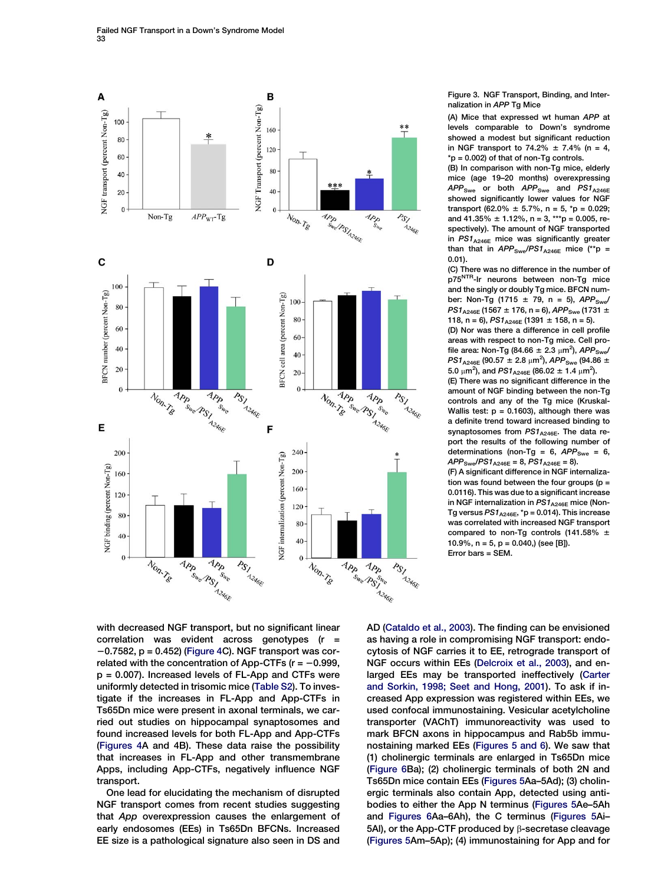Figure 3. NGF Transport, Binding, and Internalization in *APP* Tg Mice

(A) Mice that expressed wt human *APP* at levels comparable to Down's syndrome showed a modest but significant reduction in NGF transport to 74.2% ± 7.4% (n = 4, \*p = 0.002) of that of non-Tg controls.

(B) In comparison with non-Tg mice, elderly mice (age 19–20 months) overexpressing $APP_{Swe}$ or both $APP_{Swe}$ and $PS1_{A246E}$ showed significantly lower values for NGF transport (62.0% ± 5.7%, n = 5, \*p = 0.029; and 41.35% ± 1.12%, n = 3, \*\*\*p = 0.005, respectively). The amount of NGF transported in $PS1_{A246E}$ mice was significantly greater than that in $APP_{Swe}/PS1_{A246E}$ mice (\*\*p = 0.01).

(C) There was no difference in the number of $p75^{NTR}$-Ir neurons between non-Tg mice and the singly or doubly Tg mice. BFCN number: Non-Tg (1715 ± 79, n = 5), $APP_{Swe}/PS1_{A246E}$ (1567 ± 176, n = 6), $APP_{Swe}$ (1731 ± 118, n = 6), $PS1_{A246E}$ (1391 ± 158, n = 5).

(D) Nor was there a difference in cell profile areas with respect to non-Tg mice. Cell profile area: Non-Tg (84.66 ± 2.3 $\mu m^2$), $APP_{Swe}/PS1_{A246E}$ (90.57 ± 2.8 $\mu m^2$), $APP_{Swe}$ (94.86 ± 5.0 $\mu m^2$), and $PS1_{A246E}$ (86.02 ± 1.4 $\mu m^2$).

(E) There was no significant difference in the amount of NGF binding between the non-Tg controls and any of the Tg mice (Kruskal-Wallis test: p = 0.1603), although there was a definite trend toward increased binding to synaptosomes from $PS1_{A246E}$. The data report the results of the following number of determinations (non-Tg = 6, $APP_{Swe}$ = 6, $APP_{Swe}/PS1_{A246E}$ = 8, $PS1_{A246E}$ = 8).

(F) A significant difference in NGF internalization was found between the four groups (p = 0.0116). This was due to a significant increase in NGF internalization in $PS1_{A246E}$ mice (Non-Tg versus $PS1_{A246E}$, \*p = 0.014). This increase was correlated with increased NGF transport compared to non-Tg controls (141.58% ± 10.9%, n = 5, p = 0.040,) (see [B]).

Error bars = SEM.

with decreased NGF transport, but no significant linear correlation was evident across genotypes (r = −0.7582, p = 0.452) (Figure 4C). NGF transport was correlated with the concentration of App-CTFs (r = −0.999, p = 0.007). Increased levels of FL-App and CTFs were uniformly detected in trisomic mice (Table S2). To investigate if the increases in FL-App and App-CTFs in Ts65Dn mice were present in axonal terminals, we carried out studies on hippocampal synaptosomes and found increased levels for both FL-App and App-CTFs (Figures 4A and 4B). These data raise the possibility that increases in FL-App and other transmembrane Apps, including App-CTFs, negatively influence NGF transport.

One lead for elucidating the mechanism of disrupted NGF transport comes from recent studies suggesting that *App* overexpression causes the enlargement of early endosomes (EEs) in Ts65Dn BFCNs. Increased EE size is a pathological signature also seen in DS and AD (Cataldo et al., 2003). The finding can be envisioned as having a role in compromising NGF transport: endocytosis of NGF carries it to EE, retrograde transport of NGF occurs within EEs (Delcroix et al., 2003), and enlarged EEs may be transported ineffectively (Carter and Sorkin, 1998; Seet and Hong, 2001). To ask if increased App expression was registered within EEs, we used confocal immunostaining. Vesicular acetylcholine transporter (VAChT) immunoreactivity was used to mark BFCN axons in hippocampus and Rab5b immunostaining marked EEs (Figures 5 and 6). We saw that (1) cholinergic terminals are enlarged in Ts65Dn mice (Figure 6Ba); (2) cholinergic terminals of both 2N and Ts65Dn mice contain EEs (Figures 5Aa–5Ad); (3) cholinergic terminals also contain App, detected using antibodies to either the App N terminus (Figures 5Ae–5Ah and Figures 6Aa–6Ah), the C terminus (Figures 5Ai–5Al), or the App-CTF produced by β-secretase cleavage (Figures 5Am–5Ap); (4) immunostaining for App and for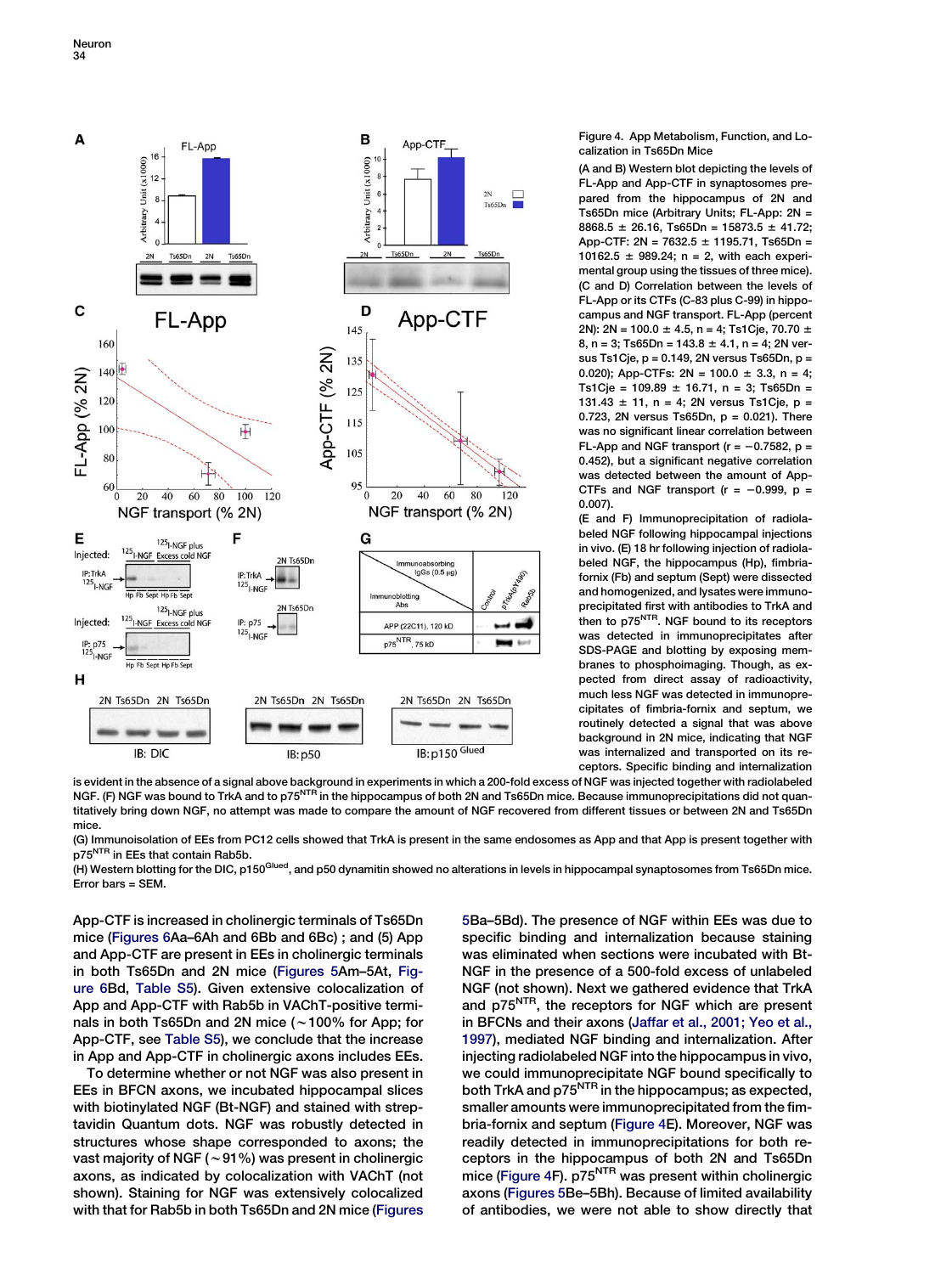Figure 4. App Metabolism, Function, and Localization in Ts65Dn Mice

(A and B) Western blot depicting the levels of FL-App and App-CTF in synaptosomes prepared from the hippocampus of 2N and Ts65Dn mice (Arbitrary Units; FL-App: 2N = 8868.5 ± 26.16, Ts65Dn = 15873.5 ± 41.72; App-CTF: 2N = 7632.5 ± 1195.71, Ts65Dn = 10162.5 ± 989.24; n = 2, with each experimental group using the tissues of three mice).

(C and D) Correlation between the levels of FL-App or its CTFs (C-83 plus C-99) in hippocampus and NGF transport. FL-App (percent 2N): 2N = 100.0 ± 4.5, n = 4; Ts1Cje, 70.70 ± 8, n = 3; Ts65Dn = 143.8 ± 4.1, n = 4; 2N versus Ts1Cje, p = 0.149, 2N versus Ts65Dn, p = 0.020); App-CTFs: 2N = 100.0 ± 3.3, n = 4; Ts1Cje = 109.89 ± 16.71, n = 3; Ts65Dn = 131.43 ± 11, n = 4; 2N versus Ts1Cje, p = 0.723, 2N versus Ts65Dn, p = 0.021). There was no significant linear correlation between FL-App and NGF transport (r = −0.7582, p = 0.452), but a significant negative correlation was detected between the amount of App-CTFs and NGF transport (r = −0.999, p = 0.007).

(E and F) Immunoprecipitation of radiolabeled NGF following hippocampal injections in vivo. (E) 18 hr following injection of radiolabeled NGF, the hippocampus (Hp), fimbria-fornix (Fb) and septum (Sept) were dissected and homogenized, and lysates were immunoprecipitated first with antibodies to TrkA and then to $p75^{NTR}$. NGF bound to its receptors was detected in immunoprecipitates after SDS-PAGE and blotting by exposing membranes to phosphoimaging. Though, as expected from direct assay of radioactivity, much less NGF was detected in immunoprecipitates of fimbria-fornix and septum, we routinely detected a signal that was above background in 2N mice, indicating that NGF was internalized and transported on its receptors. Specific binding and internalization is evident in the absence of a signal above background in experiments in which a 200-fold excess of NGF was injected together with radiolabeled NGF. (F) NGF was bound to TrkA and to $p75^{NTR}$ in the hippocampus of both 2N and Ts65Dn mice. Because immunoprecipitations did not quantitatively bring down NGF, no attempt was made to compare the amount of NGF recovered from different tissues or between 2N and Ts65Dn mice.

(G) Immunoisolation of EEs from PC12 cells showed that TrkA is present in the same endosomes as App and that App is present together with $p75^{NTR}$ in EEs that contain Rab5b.

(H) Western blotting for the DIC, $p150^{Glued}$, and p50 dynamitin showed no alterations in levels in hippocampal synaptosomes from Ts65Dn mice.

Error bars = SEM.

App-CTF is increased in cholinergic terminals of Ts65Dn mice (Figures 6Aa–6Ah and 6Bb and 6Bc) ; and (5) App and App-CTF are present in EEs in cholinergic terminals in both Ts65Dn and 2N mice (Figures 5Am–5At, Figure 6Bd, Table S5). Given extensive colocalization of App and App-CTF with Rab5b in VAChT-positive terminals in both Ts65Dn and 2N mice (~100% for App; for App-CTF, see Table S5), we conclude that the increase in App and App-CTF in cholinergic axons includes EEs.

To determine whether or not NGF was also present in EEs in BFCN axons, we incubated hippocampal slices with biotinylated NGF (Bt-NGF) and stained with streptavidin Quantum dots. NGF was robustly detected in structures whose shape corresponded to axons; the vast majority of NGF (~91%) was present in cholinergic axons, as indicated by colocalization with VAChT (not shown). Staining for NGF was extensively colocalized with that for Rab5b in both Ts65Dn and 2N mice (Figures 5Ba–5Bd). The presence of NGF within EEs was due to specific binding and internalization because staining was eliminated when sections were incubated with Bt-NGF in the presence of a 500-fold excess of unlabeled NGF (not shown). Next we gathered evidence that TrkA and $p75^{NTR}$, the receptors for NGF which are present in BFCNs and their axons (Jaffar et al., 2001; Yeo et al., 1997), mediated NGF binding and internalization. After injecting radiolabeled NGF into the hippocampus in vivo, we could immunoprecipitate NGF bound specifically to both TrkA and $p75^{NTR}$ in the hippocampus; as expected, smaller amounts were immunoprecipitated from the fimbria-fornix and septum (Figure 4E). Moreover, NGF was readily detected in immunoprecipitations for both receptors in the hippocampus of both 2N and Ts65Dn mice (Figure 4F). $p75^{NTR}$ was present within cholinergic axons (Figures 5Be–5Bh). Because of limited availability of antibodies, we were not able to show directly that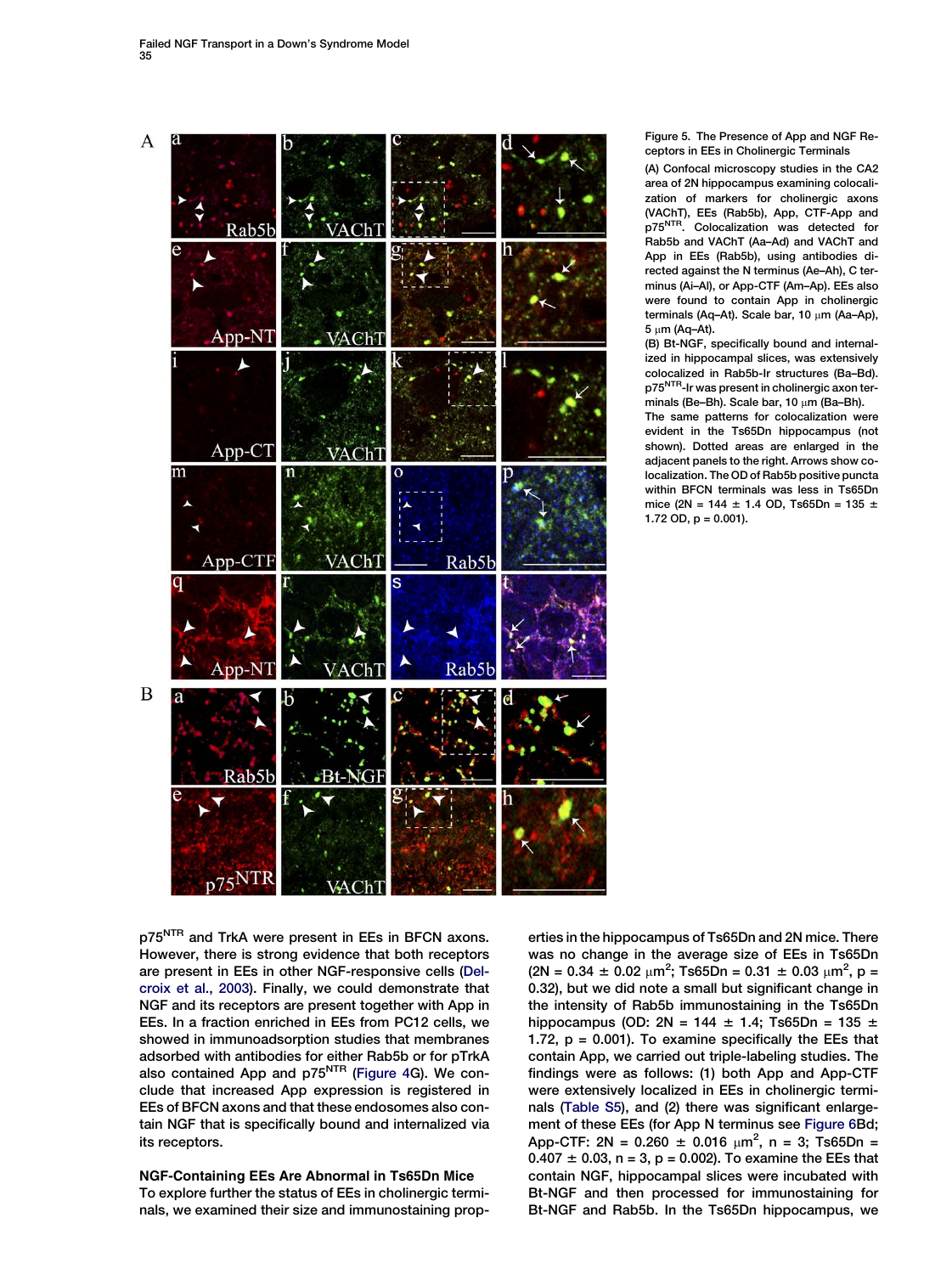Figure 5. The Presence of App and NGF Receptors in EEs in Cholinergic Terminals

(A) Confocal microscopy studies in the CA2 area of 2N hippocampus examining colocalization of markers for cholinergic axons (VAChT), EEs (Rab5b), App, CTF-App and $p75^{NTR}$. Colocalization was detected for Rab5b and VAChT (Aa–Ad) and VAChT and App in EEs (Rab5b), using antibodies directed against the N terminus (Ae–Ah), C terminus (Ai–Al), or App-CTF (Am–Ap). EEs also were found to contain App in cholinergic terminals (Aq–At). Scale bar, 10 μm (Aa–Ap), 5 μm (Aq–At).

(B) Bt-NGF, specifically bound and internalized in hippocampal slices, was extensively colocalized in Rab5b-Ir structures (Ba–Bd). $p75^{NTR}$-Ir was present in cholinergic axon terminals (Be–Bh). Scale bar, 10 μm (Ba–Bh).

The same patterns for colocalization were evident in the Ts65Dn hippocampus (not shown). Dotted areas are enlarged in the adjacent panels to the right. Arrows show colocalization. The OD of Rab5b positive puncta within BFCN terminals was less in Ts65Dn mice (2N = 144 ± 1.4 OD, Ts65Dn = 135 ± 1.72 OD, $p = 0.001$).

$p75^{NTR}$ and TrkA were present in EEs in BFCN axons. However, there is strong evidence that both receptors are present in EEs in other NGF-responsive cells (Delcroix et al., 2003). Finally, we could demonstrate that NGF and its receptors are present together with App in EEs. In a fraction enriched in EEs from PC12 cells, we showed in immunoadsorption studies that membranes adsorbed with antibodies for either Rab5b or for pTrkA also contained App and $p75^{NTR}$ (Figure 4G). We conclude that increased App expression is registered in EEs of BFCN axons and that these endosomes also contain NGF that is specifically bound and internalized via its receptors.

### NGF-Containing EEs Are Abnormal in Ts65Dn Mice

To explore further the status of EEs in cholinergic terminals, we examined their size and immunostaining properties in the hippocampus of Ts65Dn and 2N mice. There was no change in the average size of EEs in Ts65Dn (2N = 0.34 ± 0.02 $\mu m^2$; Ts65Dn = 0.31 ± 0.03 $\mu m^2$, $p = 0.32$), but we did note a small but significant change in the intensity of Rab5b immunostaining in the Ts65Dn hippocampus (OD: 2N = 144 ± 1.4; Ts65Dn = 135 ± 1.72, $p = 0.001$). To examine specifically the EEs that contain App, we carried out triple-labeling studies. The findings were as follows: (1) both App and App-CTF were extensively localized in EEs in cholinergic terminals (Table S5), and (2) there was significant enlargement of these EEs (for App N terminus see Figure 6Bd; App-CTF: 2N = 0.260 ± 0.016 $\mu m^2$, $n = 3$; Ts65Dn = 0.407 ± 0.03, $n = 3$, $p = 0.002$). To examine the EEs that contain NGF, hippocampal slices were incubated with Bt-NGF and then processed for immunostaining for Bt-NGF and Rab5b. In the Ts65Dn hippocampus, we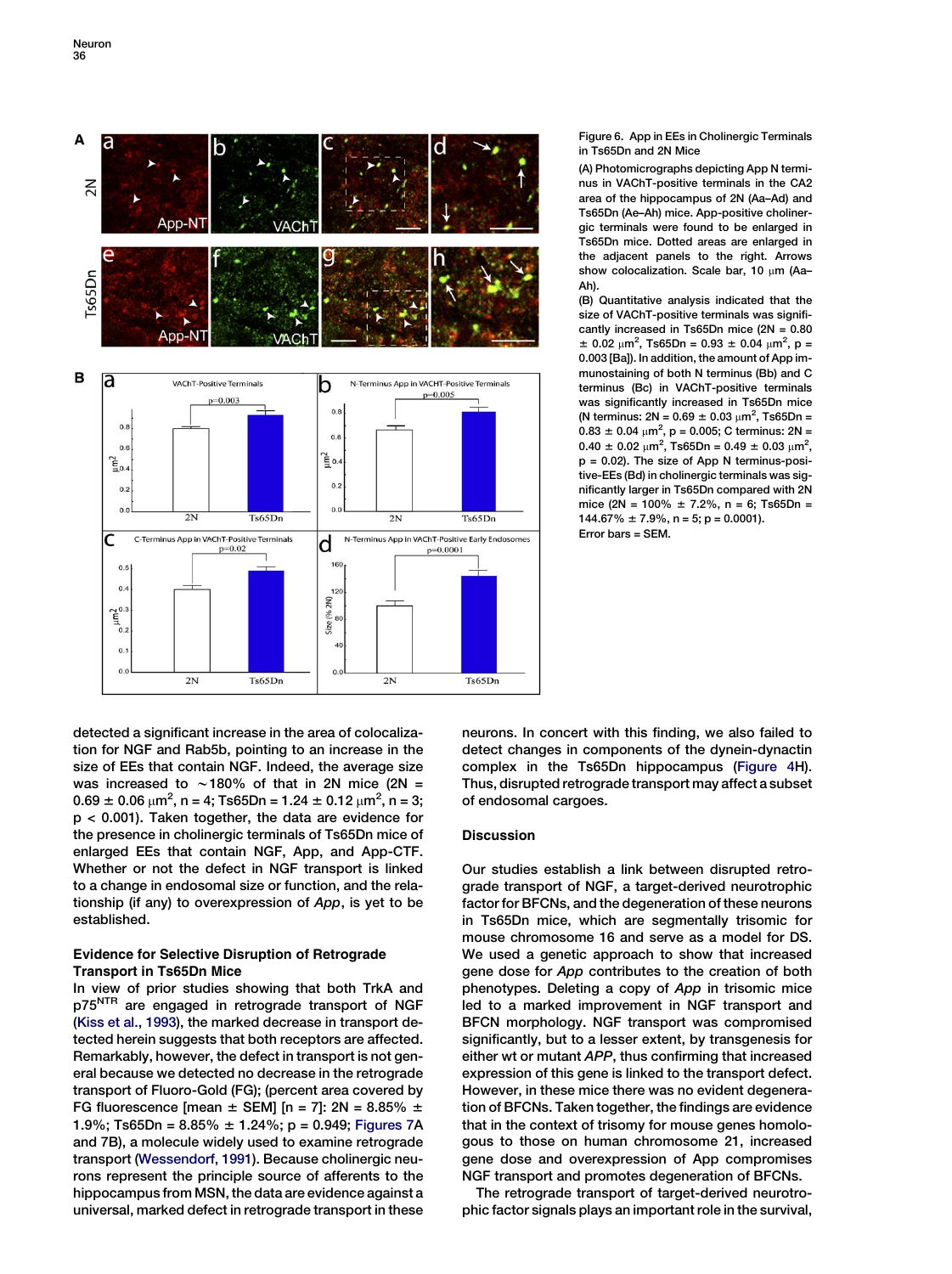Figure 6. App in EEs in Cholinergic Terminals in Ts65Dn and 2N Mice

(A) Photomicrographs depicting App N terminus in VAChT-positive terminals in the CA2 area of the hippocampus of 2N (Aa–Ad) and Ts65Dn (Ae–Ah) mice. App-positive cholinergic terminals were found to be enlarged in Ts65Dn mice. Dotted areas are enlarged in the adjacent panels to the right. Arrows show colocalization. Scale bar, 10 μm (Aa–Ah).

(B) Quantitative analysis indicated that the size of VAChT-positive terminals was significantly increased in Ts65Dn mice (2N = 0.80 ± 0.02 $\mu m^2$, Ts65Dn = 0.93 ± 0.04 $\mu m^2$, p = 0.003 [Ba]). In addition, the amount of App immunostaining of both N terminus (Bb) and C terminus (Bc) in VAChT-positive terminals was significantly increased in Ts65Dn mice (N terminus: 2N = 0.69 ± 0.03 $\mu m^2$, Ts65Dn = 0.83 ± 0.04 $\mu m^2$, p = 0.005; C terminus: 2N = 0.40 ± 0.02 $\mu m^2$, Ts65Dn = 0.49 ± 0.03 $\mu m^2$, p = 0.02). The size of App N terminus-positive-EEs (Bd) in cholinergic terminals was significantly larger in Ts65Dn compared with 2N mice (2N = 100% ± 7.2%, n = 6; Ts65Dn = 144.67% ± 7.9%, n = 5; p = 0.0001).

Error bars = SEM.

detected a significant increase in the area of colocalization for NGF and Rab5b, pointing to an increase in the size of EEs that contain NGF. Indeed, the average size was increased to ~180% of that in 2N mice (2N = 0.69 ± 0.06 $\mu m^2$, n = 4; Ts65Dn = 1.24 ± 0.12 $\mu m^2$, n = 3; $p < 0.001$). Taken together, the data are evidence for the presence in cholinergic terminals of Ts65Dn mice of enlarged EEs that contain NGF, App, and App-CTF. Whether or not the defect in NGF transport is linked to a change in endosomal size or function, and the relationship (if any) to overexpression of *App*, is yet to be established.

## Evidence for Selective Disruption of Retrograde Transport in Ts65Dn Mice

In view of prior studies showing that both TrkA and $p75^{NTR}$ are engaged in retrograde transport of NGF (Kiss et al., 1993), the marked decrease in transport detected herein suggests that both receptors are affected. Remarkably, however, the defect in transport is not general because we detected no decrease in the retrograde transport of Fluoro-Gold (FG); (percent area covered by FG fluorescence [mean ± SEM] [n = 7]: 2N = 8.85% ± 1.9%; Ts65Dn = 8.85% ± 1.24%; p = 0.949; Figures 7A and 7B), a molecule widely used to examine retrograde transport (Wessendorf, 1991). Because cholinergic neurons represent the principle source of afferents to the hippocampus from MSN, the data are evidence against a universal, marked defect in retrograde transport in these neurons. In concert with this finding, we also failed to detect changes in components of the dynein-dynactin complex in the Ts65Dn hippocampus (Figure 4H). Thus, disrupted retrograde transport may affect a subset of endosomal cargoes.

## Discussion

Our studies establish a link between disrupted retrograde transport of NGF, a target-derived neurotrophic factor for BFCNs, and the degeneration of these neurons in Ts65Dn mice, which are segmentally trisomic for mouse chromosome 16 and serve as a model for DS. We used a genetic approach to show that increased gene dose for *App* contributes to the creation of both phenotypes. Deleting a copy of *App* in trisomic mice led to a marked improvement in NGF transport and BFCN morphology. NGF transport was compromised significantly, but to a lesser extent, by transgenesis for either wt or mutant *APP*, thus confirming that increased expression of this gene is linked to the transport defect. However, in these mice there was no evident degeneration of BFCNs. Taken together, the findings are evidence that in the context of trisomy for mouse genes homologous to those on human chromosome 21, increased gene dose and overexpression of App compromises NGF transport and promotes degeneration of BFCNs.

The retrograde transport of target-derived neurotrophic factor signals plays an important role in the survival,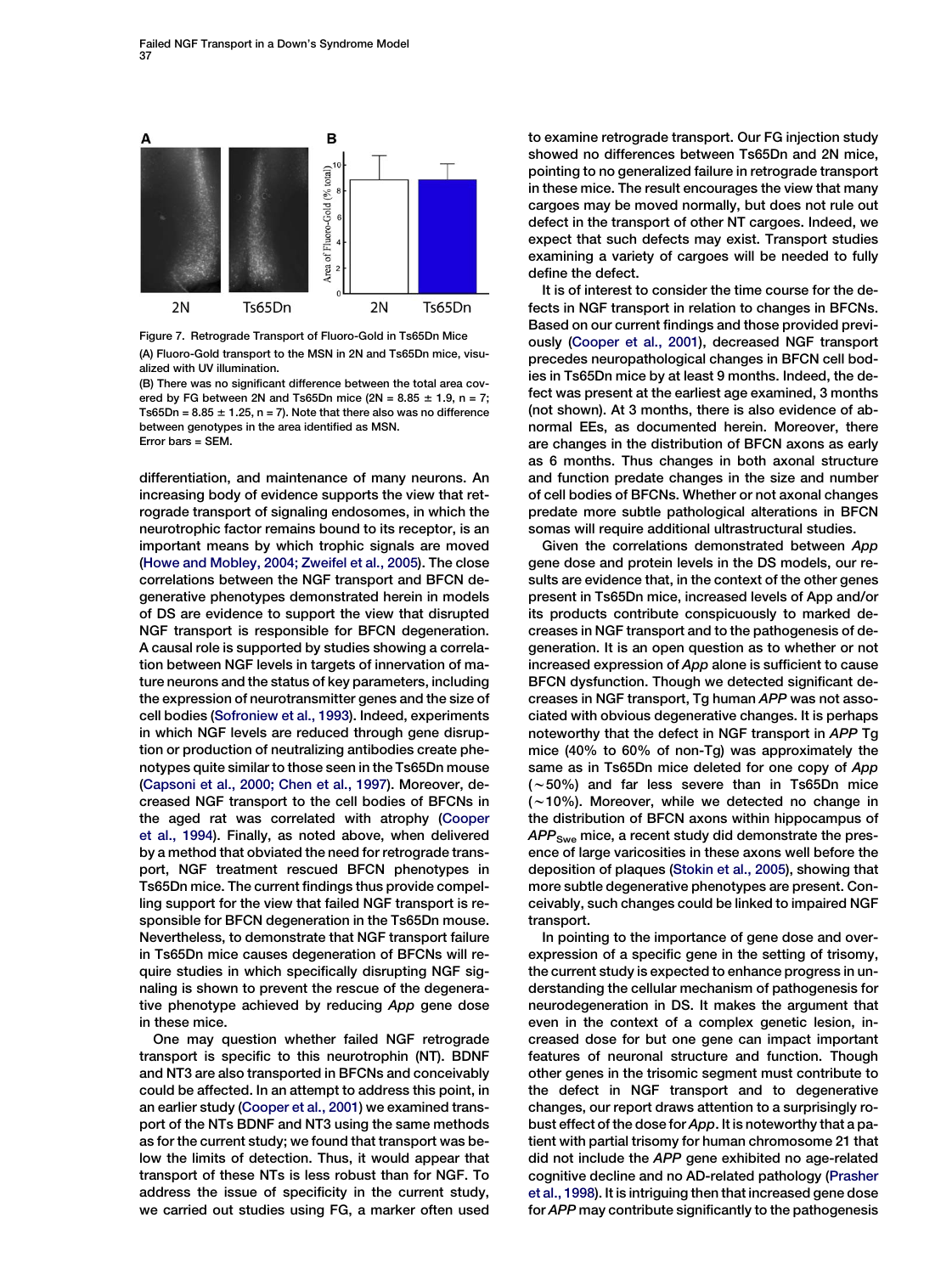Figure 7. Retrograde Transport of Fluoro-Gold in Ts65Dn Mice

(A) Fluoro-Gold transport to the MSN in 2N and Ts65Dn mice, visualized with UV illumination.

(B) There was no significant difference between the total area covered by FG between 2N and Ts65Dn mice (2N = 8.85 ± 1.9, n = 7; Ts65Dn = 8.85 ± 1.25, n = 7). Note that there also was no difference between genotypes in the area identified as MSN.

Error bars = SEM.

differentiation, and maintenance of many neurons. An increasing body of evidence supports the view that retrograde transport of signaling endosomes, in which the neurotrophic factor remains bound to its receptor, is an important means by which trophic signals are moved (Howe and Mobley, 2004; Zweifel et al., 2005). The close correlations between the NGF transport and BFCN degenerative phenotypes demonstrated herein in models of DS are evidence to support the view that disrupted NGF transport is responsible for BFCN degeneration. A causal role is supported by studies showing a correlation between NGF levels in targets of innervation of mature neurons and the status of key parameters, including the expression of neurotransmitter genes and the size of cell bodies (Sofroniew et al., 1993). Indeed, experiments in which NGF levels are reduced through gene disruption or production of neutralizing antibodies create phenotypes quite similar to those seen in the Ts65Dn mouse (Capsoni et al., 2000; Chen et al., 1997). Moreover, decreased NGF transport to the cell bodies of BFCNs in the aged rat was correlated with atrophy (Cooper et al., 1994). Finally, as noted above, when delivered by a method that obviated the need for retrograde transport, NGF treatment rescued BFCN phenotypes in Ts65Dn mice. The current findings thus provide compelling support for the view that failed NGF transport is responsible for BFCN degeneration in the Ts65Dn mouse. Nevertheless, to demonstrate that NGF transport failure in Ts65Dn mice causes degeneration of BFCNs will require studies in which specifically disrupting NGF signaling is shown to prevent the rescue of the degenerative phenotype achieved by reducing *App* gene dose in these mice.

One may question whether failed NGF retrograde transport is specific to this neurotrophin (NT). BDNF and NT3 are also transported in BFCNs and conceivably could be affected. In an attempt to address this point, in an earlier study (Cooper et al., 2001) we examined transport of the NTs BDNF and NT3 using the same methods as for the current study; we found that transport was below the limits of detection. Thus, it would appear that transport of these NTs is less robust than for NGF. To address the issue of specificity in the current study, we carried out studies using FG, a marker often used to examine retrograde transport. Our FG injection study showed no differences between Ts65Dn and 2N mice, pointing to no generalized failure in retrograde transport in these mice. The result encourages the view that many cargoes may be moved normally, but does not rule out defect in the transport of other NT cargoes. Indeed, we expect that such defects may exist. Transport studies examining a variety of cargoes will be needed to fully define the defect.

It is of interest to consider the time course for the defects in NGF transport in relation to changes in BFCNs. Based on our current findings and those provided previously (Cooper et al., 2001), decreased NGF transport precedes neuropathological changes in BFCN cell bodies in Ts65Dn mice by at least 9 months. Indeed, the defect was present at the earliest age examined, 3 months (not shown). At 3 months, there is also evidence of abnormal EEs, as documented herein. Moreover, there are changes in the distribution of BFCN axons as early as 6 months. Thus changes in both axonal structure and function predate changes in the size and number of cell bodies of BFCNs. Whether or not axonal changes predate more subtle pathological alterations in BFCN somas will require additional ultrastructural studies.

Given the correlations demonstrated between *App* gene dose and protein levels in the DS models, our results are evidence that, in the context of the other genes present in Ts65Dn mice, increased levels of App and/or its products contribute conspicuously to marked decreases in NGF transport and to the pathogenesis of degeneration. It is an open question as to whether or not increased expression of *App* alone is sufficient to cause BFCN dysfunction. Though we detected significant decreases in NGF transport, Tg human *APP* was not associated with obvious degenerative changes. It is perhaps noteworthy that the defect in NGF transport in *APP* Tg mice (40% to 60% of non-Tg) was approximately the same as in Ts65Dn mice deleted for one copy of *App* (~50%) and far less severe than in Ts65Dn mice (~10%). Moreover, while we detected no change in the distribution of BFCN axons within hippocampus of $APP_{Swe}$ mice, a recent study did demonstrate the presence of large varicosities in these axons well before the deposition of plaques (Stokin et al., 2005), showing that more subtle degenerative phenotypes are present. Conceivably, such changes could be linked to impaired NGF transport.

In pointing to the importance of gene dose and overexpression of a specific gene in the setting of trisomy, the current study is expected to enhance progress in understanding the cellular mechanism of pathogenesis for neurodegeneration in DS. It makes the argument that even in the context of a complex genetic lesion, increased dose for but one gene can impact important features of neuronal structure and function. Though other genes in the trisomic segment must contribute to the defect in NGF transport and to degenerative changes, our report draws attention to a surprisingly robust effect of the dose for *App*. It is noteworthy that a patient with partial trisomy for human chromosome 21 that did not include the *APP* gene exhibited no age-related cognitive decline and no AD-related pathology (Prasher et al., 1998). It is intriguing then that increased gene dose for *APP* may contribute significantly to the pathogenesis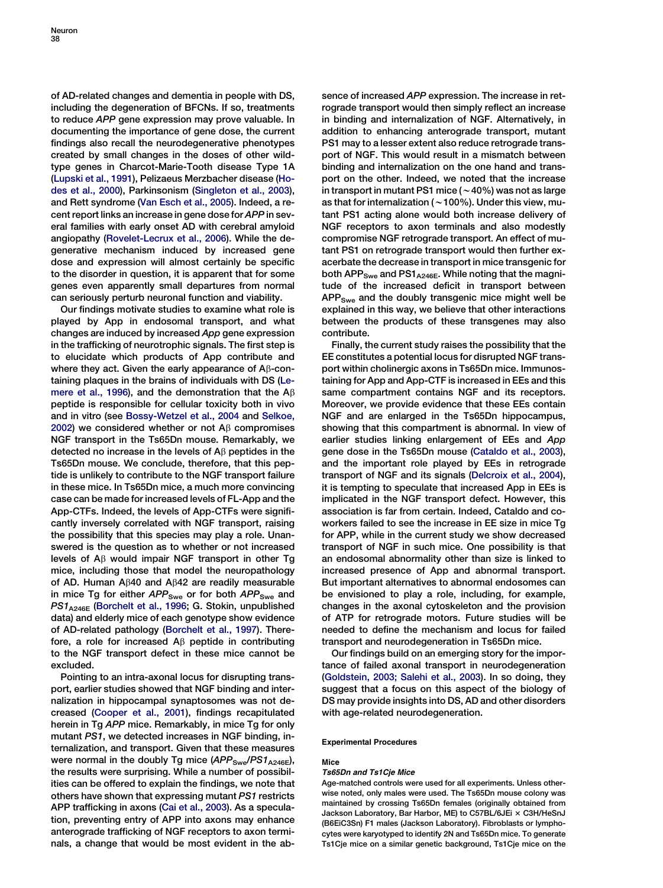of AD-related changes and dementia in people with DS, including the degeneration of BFCNs. If so, treatments to reduce *APP* gene expression may prove valuable. In documenting the importance of gene dose, the current findings also recall the neurodegenerative phenotypes created by small changes in the doses of other wild-type genes in Charcot-Marie-Tooth disease Type 1A (Lupski et al., 1991), Pelizaeus Merzbacher disease (Hodes et al., 2000), Parkinsonism (Singleton et al., 2003), and Rett syndrome (Van Esch et al., 2005). Indeed, a recent report links an increase in gene dose for *APP* in several families with early onset AD with cerebral amyloid angiopathy (Rovelet-Lecrux et al., 2006). While the degenerative mechanism induced by increased gene dose and expression will almost certainly be specific to the disorder in question, it is apparent that for some genes even apparently small departures from normal can seriously perturb neuronal function and viability.

Our findings motivate studies to examine what role is played by App in endosomal transport, and what changes are induced by increased *App* gene expression in the trafficking of neurotrophic signals. The first step is to elucidate which products of App contribute and where they act. Given the early appearance of Aβ-containing plaques in the brains of individuals with DS (Lemere et al., 1996), and the demonstration that the Aβ peptide is responsible for cellular toxicity both in vivo and in vitro (see Bossy-Wetzel et al., 2004 and Selkoe, 2002) we considered whether or not Aβ compromises NGF transport in the Ts65Dn mouse. Remarkably, we detected no increase in the levels of Aβ peptides in the Ts65Dn mouse. We conclude, therefore, that this peptide is unlikely to contribute to the NGF transport failure in these mice. In Ts65Dn mice, a much more convincing case can be made for increased levels of FL-App and the App-CTFs. Indeed, the levels of App-CTFs were significantly inversely correlated with NGF transport, raising the possibility that this species may play a role. Unanswered is the question as to whether or not increased levels of Aβ would impair NGF transport in other Tg mice, including those that model the neuropathology of AD. Human Aβ40 and Aβ42 are readily measurable in mice Tg for either $APP_{Swe}$ or for both $APP_{Swe}$ and $PS1_{A246E}$ (Borchelt et al., 1996; G. Stokin, unpublished data) and elderly mice of each genotype show evidence of AD-related pathology (Borchelt et al., 1997). Therefore, a role for increased Aβ peptide in contributing to the NGF transport defect in these mice cannot be excluded.

Pointing to an intra-axonal locus for disrupting transport, earlier studies showed that NGF binding and internalization in hippocampal synaptosomes was not decreased (Cooper et al., 2001), findings recapitulated herein in Tg *APP* mice. Remarkably, in mice Tg for only mutant *PS1*, we detected increases in NGF binding, internalization, and transport. Given that these measures were normal in the doubly Tg mice ($APP_{Swe}/PS1_{A246E}$), the results were surprising. While a number of possibilities can be offered to explain the findings, we note that others have shown that expressing mutant *PS1* restricts APP trafficking in axons (Cai et al., 2003). As a speculation, preventing entry of APP into axons may enhance anterograde trafficking of NGF receptors to axon terminals, a change that would be most evident in the absence of increased *APP* expression. The increase in retrograde transport would then simply reflect an increase in binding and internalization of NGF. Alternatively, in addition to enhancing anterograde transport, mutant PS1 may to a lesser extent also reduce retrograde transport of NGF. This would result in a mismatch between binding and internalization on the one hand and transport on the other. Indeed, we noted that the increase in transport in mutant PS1 mice (~40%) was not as large as that for internalization (~100%). Under this view, mutant PS1 acting alone would both increase delivery of NGF receptors to axon terminals and also modestly compromise NGF retrograde transport. An effect of mutant PS1 on retrograde transport would then further exacerbate the decrease in transport in mice transgenic for both $APP_{Swe}$ and $PS1_{A246E}$. While noting that the magnitude of the increased deficit in transport between $APP_{Swe}$ and the doubly transgenic mice might well be explained in this way, we believe that other interactions between the products of these transgenes may also contribute.

Finally, the current study raises the possibility that the EE constitutes a potential locus for disrupted NGF transport within cholinergic axons in Ts65Dn mice. Immunostaining for App and App-CTF is increased in EEs and this same compartment contains NGF and its receptors. Moreover, we provide evidence that these EEs contain NGF and are enlarged in the Ts65Dn hippocampus, showing that this compartment is abnormal. In view of earlier studies linking enlargement of EEs and *App* gene dose in the Ts65Dn mouse (Cataldo et al., 2003), and the important role played by EEs in retrograde transport of NGF and its signals (Delcroix et al., 2004), it is tempting to speculate that increased App in EEs is implicated in the NGF transport defect. However, this association is far from certain. Indeed, Cataldo and coworkers failed to see the increase in EE size in mice Tg for APP, while in the current study we show decreased transport of NGF in such mice. One possibility is that an endosomal abnormality other than size is linked to increased presence of App and abnormal transport. But important alternatives to abnormal endosomes can be envisioned to play a role, including, for example, changes in the axonal cytoskeleton and the provision of ATP for retrograde motors. Future studies will be needed to define the mechanism and locus for failed transport and neurodegeneration in Ts65Dn mice.

Our findings build on an emerging story for the importance of failed axonal transport in neurodegeneration (Goldstein, 2003; Salehi et al., 2003). In so doing, they suggest that a focus on this aspect of the biology of DS may provide insights into DS, AD and other disorders with age-related neurodegeneration.

## Experimental Procedures

### Mice

#### *Ts65Dn and Ts1Cje Mice*

Age-matched controls were used for all experiments. Unless otherwise noted, only males were used. The Ts65Dn mouse colony was maintained by crossing Ts65Dn females (originally obtained from Jackson Laboratory, Bar Harbor, ME) to C57BL/6JEi × C3H/HeSnJ (B6EiC3Sn) F1 males (Jackson Laboratory). Fibroblasts or lymphocytes were karyotyped to identify 2N and Ts65Dn mice. To generate Ts1Cje mice on a similar genetic background, Ts1Cje mice on the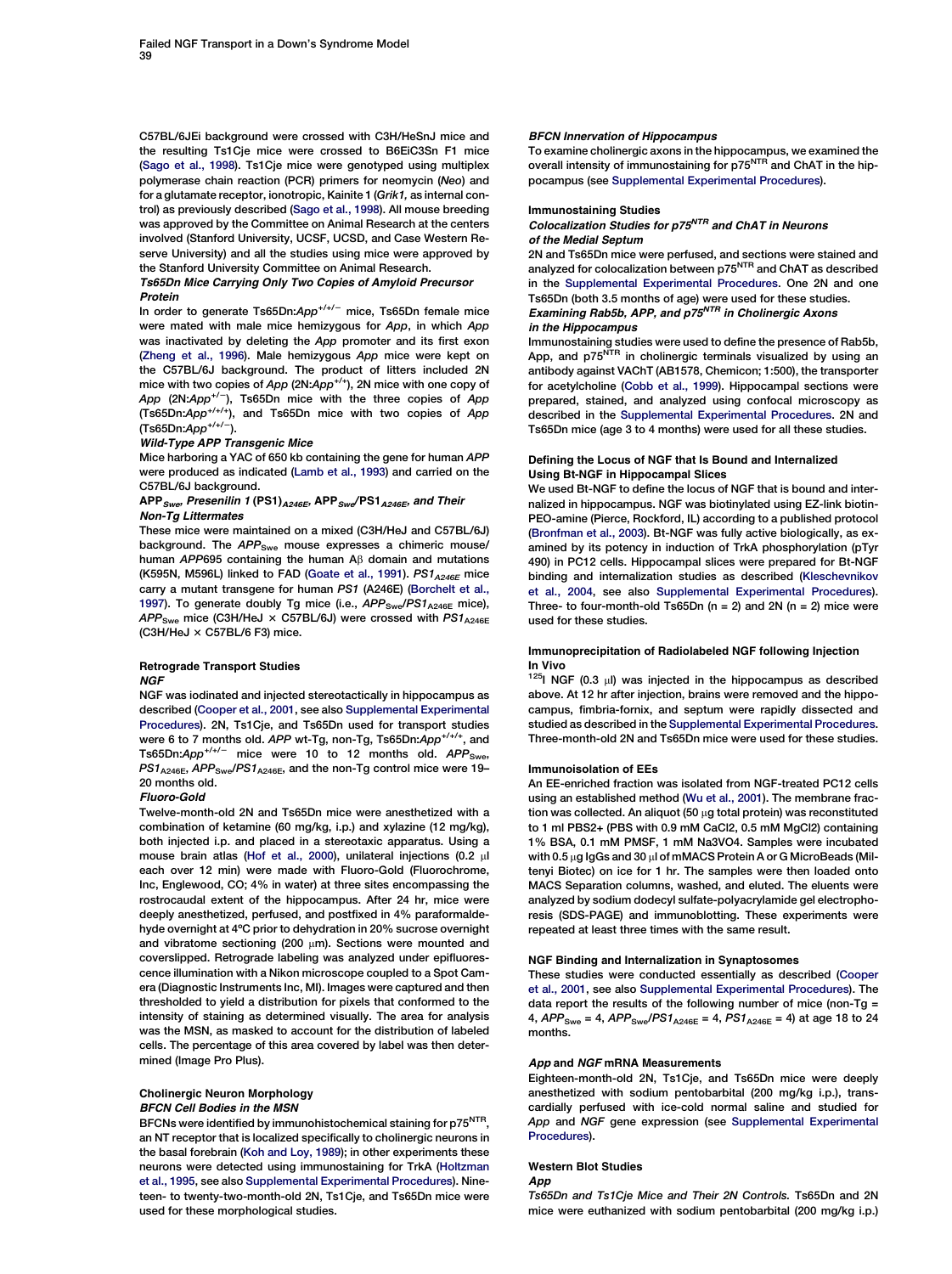C57BL/6JEi background were crossed with C3H/HeSnJ mice and the resulting Ts1Cje mice were crossed to B6EiC3Sn F1 mice (Sago et al., 1998). Ts1Cje mice were genotyped using multiplex polymerase chain reaction (PCR) primers for neomycin (*Neo*) and for a glutamate receptor, ionotropic, Kainite 1 (*Grik1,* as internal control) as previously described (Sago et al., 1998). All mouse breeding was approved by the Committee on Animal Research at the centers involved (Stanford University, UCSF, UCSD, and Case Western Reserve University) and all the studies using mice were approved by the Stanford University Committee on Animal Research.

***Ts65Dn Mice Carrying Only Two Copies of Amyloid Precursor Protein***

In order to generate Ts65Dn:*App*$^{+/+/-}$ mice, Ts65Dn female mice were mated with male mice hemizygous for *App*, in which *App* was inactivated by deleting the *App* promoter and its first exon (Zheng et al., 1996). Male hemizygous *App* mice were kept on the C57BL/6J background. The product of litters included 2N mice with two copies of *App* (2N:*App*$^{+/+}$), 2N mice with one copy of *App* (2N:*App*$^{+/-}$), Ts65Dn mice with the three copies of *App* (Ts65Dn:*App*$^{+/+/+}$), and Ts65Dn mice with two copies of *App* (Ts65Dn:*App*$^{+/+/-}$).

***Wild-Type APP Transgenic Mice***

Mice harboring a YAC of 650 kb containing the gene for human *APP* were produced as indicated (Lamb et al., 1993) and carried on the C57BL/6J background.

***$APP_{Swe}$, Presenilin 1 $(PS1)_{A246E}$, $APP_{Swe}/PS1_{A246E}$, and Their Non-Tg Littermates***

These mice were maintained on a mixed (C3H/HeJ and C57BL/6J) background. The $APP_{Swe}$ mouse expresses a chimeric mouse/human *APP*695 containing the human Aβ domain and mutations (K595N, M596L) linked to FAD (Goate et al., 1991). $PS1_{A246E}$ mice carry a mutant transgene for human *PS1* (A246E) (Borchelt et al., 1997). To generate doubly Tg mice (i.e., $APP_{Swe}/PS1_{A246E}$ mice), $APP_{Swe}$ mice (C3H/HeJ × C57BL/6J) were crossed with $PS1_{A246E}$ (C3H/HeJ × C57BL/6 F3) mice.

### Retrograde Transport Studies

***NGF***

NGF was iodinated and injected stereotactically in hippocampus as described (Cooper et al., 2001, see also Supplemental Experimental Procedures). 2N, Ts1Cje, and Ts65Dn used for transport studies were 6 to 7 months old. *APP* wt-Tg, non-Tg, Ts65Dn:*App*$^{+/+/+}$, and Ts65Dn:*App*$^{+/+/-}$ mice were 10 to 12 months old. $APP_{Swe}$, $PS1_{A246E}$, $APP_{Swe}/PS1_{A246E}$, and the non-Tg control mice were 19–20 months old.

***Fluoro-Gold***

Twelve-month-old 2N and Ts65Dn mice were anesthetized with a combination of ketamine (60 mg/kg, i.p.) and xylazine (12 mg/kg), both injected i.p. and placed in a stereotaxic apparatus. Using a mouse brain atlas (Hof et al., 2000), unilateral injections (0.2 μl each over 12 min) were made with Fluoro-Gold (Fluorochrome, Inc, Englewood, CO; 4% in water) at three sites encompassing the rostrocaudal extent of the hippocampus. After 24 hr, mice were deeply anesthetized, perfused, and postfixed in 4% paraformaldehyde overnight at 4°C prior to dehydration in 20% sucrose overnight and vibratome sectioning (200 μm). Sections were mounted and coverslipped. Retrograde labeling was analyzed under epifluorescence illumination with a Nikon microscope coupled to a Spot Camera (Diagnostic Instruments Inc, MI). Images were captured and then thresholded to yield a distribution for pixels that conformed to the intensity of staining as determined visually. The area for analysis was the MSN, as masked to account for the distribution of labeled cells. The percentage of this area covered by label was then determined (Image Pro Plus).

### Cholinergic Neuron Morphology

***BFCN Cell Bodies in the MSN***

BFCNs were identified by immunohistochemical staining for $p75^{NTR}$, an NT receptor that is localized specifically to cholinergic neurons in the basal forebrain (Koh and Loy, 1989); in other experiments these neurons were detected using immunostaining for TrkA (Holtzman et al., 1995, see also Supplemental Experimental Procedures). Nineteen- to twenty-two-month-old 2N, Ts1Cje, and Ts65Dn mice were used for these morphological studies.

***BFCN Innervation of Hippocampus***

To examine cholinergic axons in the hippocampus, we examined the overall intensity of immunostaining for $p75^{NTR}$ and ChAT in the hippocampus (see Supplemental Experimental Procedures).

### Immunostaining Studies

***Colocalization Studies for $p75^{NTR}$ and ChAT in Neurons of the Medial Septum***

2N and Ts65Dn mice were perfused, and sections were stained and analyzed for colocalization between $p75^{NTR}$ and ChAT as described in the Supplemental Experimental Procedures. One 2N and one Ts65Dn (both 3.5 months of age) were used for these studies.

***Examining Rab5b, APP, and $p75^{NTR}$ in Cholinergic Axons in the Hippocampus***

Immunostaining studies were used to define the presence of Rab5b, App, and $p75^{NTR}$ in cholinergic terminals visualized by using an antibody against VAChT (AB1578, Chemicon; 1:500), the transporter for acetylcholine (Cobb et al., 1999). Hippocampal sections were prepared, stained, and analyzed using confocal microscopy as described in the Supplemental Experimental Procedures. 2N and Ts65Dn mice (age 3 to 4 months) were used for all these studies.

### Defining the Locus of NGF that Is Bound and Internalized Using Bt-NGF in Hippocampal Slices

We used Bt-NGF to define the locus of NGF that is bound and internalized in hippocampus. NGF was biotinylated using EZ-link biotin-PEO-amine (Pierce, Rockford, IL) according to a published protocol (Bronfman et al., 2003). Bt-NGF was fully active biologically, as examined by its potency in induction of TrkA phosphorylation (pTyr 490) in PC12 cells. Hippocampal slices were prepared for Bt-NGF binding and internalization studies as described (Kleschevnikov et al., 2004, see also Supplemental Experimental Procedures). Three- to four-month-old Ts65Dn (n = 2) and 2N (n = 2) mice were used for these studies.

### Immunoprecipitation of Radiolabeled NGF following Injection In Vivo

$^{125}$I NGF (0.3 μl) was injected in the hippocampus as described above. At 12 hr after injection, brains were removed and the hippocampus, fimbria-fornix, and septum were rapidly dissected and studied as described in the Supplemental Experimental Procedures. Three-month-old 2N and Ts65Dn mice were used for these studies.

### Immunoisolation of EEs

An EE-enriched fraction was isolated from NGF-treated PC12 cells using an established method (Wu et al., 2001). The membrane fraction was collected. An aliquot (50 μg total protein) was reconstituted to 1 ml PBS2+ (PBS with 0.9 mM CaCl2, 0.5 mM MgCl2) containing 1% BSA, 0.1 mM PMSF, 1 mM Na3VO4. Samples were incubated with 0.5 μg IgGs and 30 μl of mMACS Protein A or G MicroBeads (Miltenyi Biotec) on ice for 1 hr. The samples were then loaded onto MACS Separation columns, washed, and eluted. The eluents were analyzed by sodium dodecyl sulfate-polyacrylamide gel electrophoresis (SDS-PAGE) and immunoblotting. These experiments were repeated at least three times with the same result.

### NGF Binding and Internalization in Synaptosomes

These studies were conducted essentially as described (Cooper et al., 2001, see also Supplemental Experimental Procedures). The data report the results of the following number of mice (non-Tg = 4, $APP_{Swe}$ = 4, $APP_{Swe}/PS1_{A246E}$ = 4, $PS1_{A246E}$ = 4) at age 18 to 24 months.

### *App* and *NGF* mRNA Measurements

Eighteen-month-old 2N, Ts1Cje, and Ts65Dn mice were deeply anesthetized with sodium pentobarbital (200 mg/kg i.p.), transcardially perfused with ice-cold normal saline and studied for *App* and *NGF* gene expression (see Supplemental Experimental Procedures).

### Western Blot Studies

***App***

*Ts65Dn and Ts1Cje Mice and Their 2N Controls.* Ts65Dn and 2N mice were euthanized with sodium pentobarbital (200 mg/kg i.p.)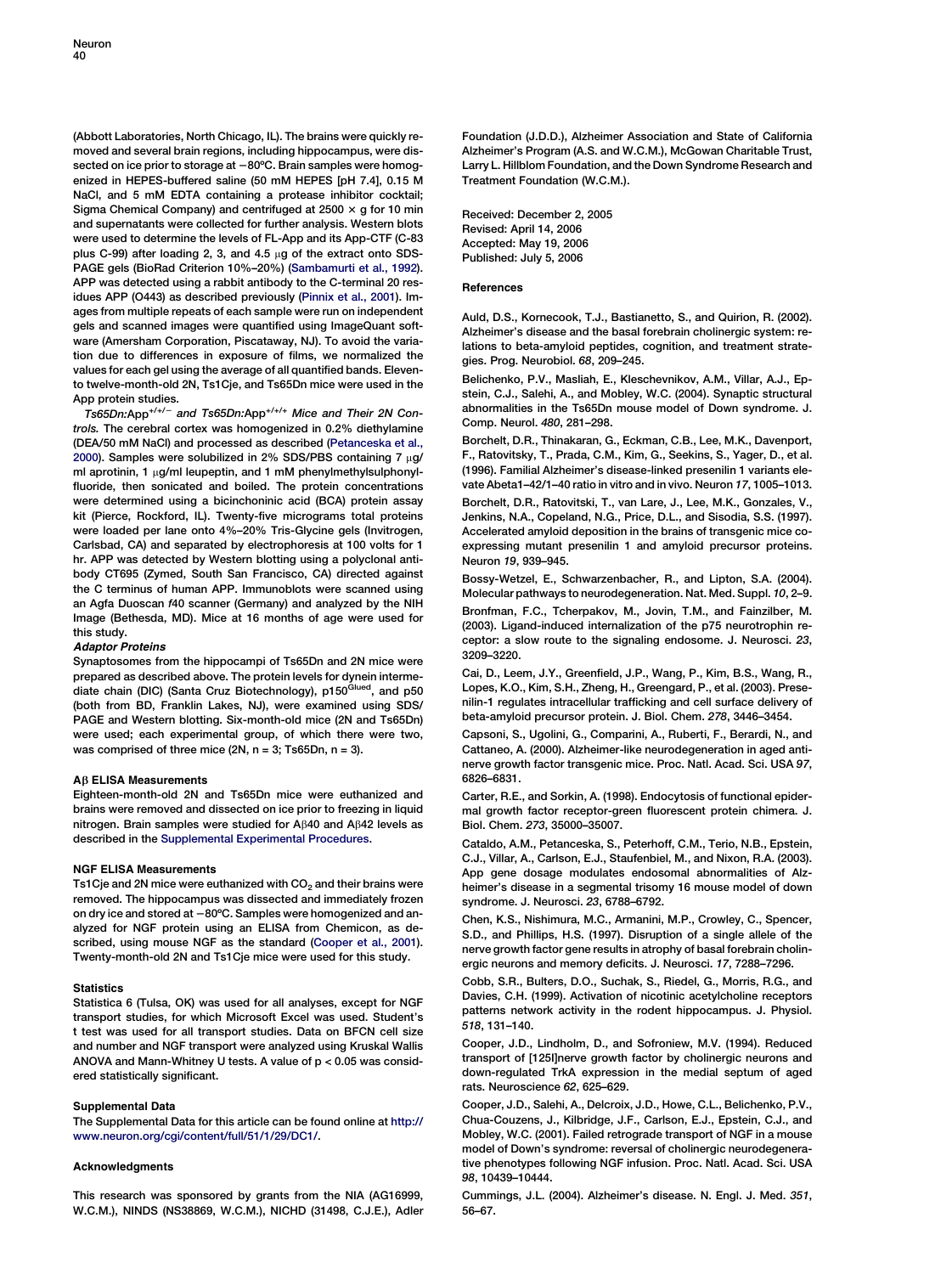(Abbott Laboratories, North Chicago, IL). The brains were quickly removed and several brain regions, including hippocampus, were dissected on ice prior to storage at −80ºC. Brain samples were homogenized in HEPES-buffered saline (50 mM HEPES [pH 7.4], 0.15 M NaCl, and 5 mM EDTA containing a protease inhibitor cocktail; Sigma Chemical Company) and centrifuged at 2500 × g for 10 min and supernatants were collected for further analysis. Western blots were used to determine the levels of FL-App and its App-CTF (C-83 plus C-99) after loading 2, 3, and 4.5 μg of the extract onto SDS-PAGE gels (BioRad Criterion 10%–20%) (Sambamurti et al., 1992). APP was detected using a rabbit antibody to the C-terminal 20 residues APP (O443) as described previously (Pinnix et al., 2001). Images from multiple repeats of each sample were run on independent gels and scanned images were quantified using ImageQuant software (Amersham Corporation, Piscataway, NJ). To avoid the variation due to differences in exposure of films, we normalized the values for each gel using the average of all quantified bands. Eleven- to twelve-month-old 2N, Ts1Cje, and Ts65Dn mice were used in the App protein studies.

*Ts65Dn:App$^{+/+/-}$ and Ts65Dn:App$^{+/+/+}$ Mice and Their 2N Controls.* The cerebral cortex was homogenized in 0.2% diethylamine (DEA/50 mM NaCl) and processed as described (Petanceska et al., 2000). Samples were solubilized in 2% SDS/PBS containing 7 μg/ml aprotinin, 1 μg/ml leupeptin, and 1 mM phenylmethylsulphonylfluoride, then sonicated and boiled. The protein concentrations were determined using a bicinchoninic acid (BCA) protein assay kit (Pierce, Rockford, IL). Twenty-five micrograms total proteins were loaded per lane onto 4%–20% Tris-Glycine gels (Invitrogen, Carlsbad, CA) and separated by electrophoresis at 100 volts for 1 hr. APP was detected by Western blotting using a polyclonal antibody CT695 (Zymed, South San Francisco, CA) directed against the C terminus of human APP. Immunoblots were scanned using an Agfa Duoscan *f*40 scanner (Germany) and analyzed by the NIH Image (Bethesda, MD). Mice at 16 months of age were used for this study.

***Adaptor Proteins***

Synaptosomes from the hippocampi of Ts65Dn and 2N mice were prepared as described above. The protein levels for dynein intermediate chain (DIC) (Santa Cruz Biotechnology), p150$^{Glued}$, and p50 (both from BD, Franklin Lakes, NJ), were examined using SDS/PAGE and Western blotting. Six-month-old mice (2N and Ts65Dn) were used; each experimental group, of which there were two, was comprised of three mice (2N, n = 3; Ts65Dn, n = 3).

### Aβ ELISA Measurements

Eighteen-month-old 2N and Ts65Dn mice were euthanized and brains were removed and dissected on ice prior to freezing in liquid nitrogen. Brain samples were studied for Aβ40 and Aβ42 levels as described in the Supplemental Experimental Procedures.

### NGF ELISA Measurements

Ts1Cje and 2N mice were euthanized with $CO_2$ and their brains were removed. The hippocampus was dissected and immediately frozen on dry ice and stored at −80ºC. Samples were homogenized and analyzed for NGF protein using an ELISA from Chemicon, as described, using mouse NGF as the standard (Cooper et al., 2001). Twenty-month-old 2N and Ts1Cje mice were used for this study.

### Statistics

Statistica 6 (Tulsa, OK) was used for all analyses, except for NGF transport studies, for which Microsoft Excel was used. Student's t test was used for all transport studies. Data on BFCN cell size and number and NGF transport were analyzed using Kruskal Wallis ANOVA and Mann-Whitney U tests. A value of $p < 0.05$ was considered statistically significant.

### Supplemental Data

The Supplemental Data for this article can be found online at http://www.neuron.org/cgi/content/full/51/1/29/DC1/.

### Acknowledgments

This research was sponsored by grants from the NIA (AG16999, W.C.M.), NINDS (NS38869, W.C.M.), NICHD (31498, C.J.E.), Adler Foundation (J.D.D.), Alzheimer Association and State of California Alzheimer's Program (A.S. and W.C.M.), McGowan Charitable Trust, Larry L. Hillblom Foundation, and the Down Syndrome Research and Treatment Foundation (W.C.M.).

Received: December 2, 2005
Revised: April 14, 2006
Accepted: May 19, 2006
Published: July 5, 2006

### References

Auld, D.S., Kornecook, T.J., Bastianetto, S., and Quirion, R. (2002). Alzheimer's disease and the basal forebrain cholinergic system: relations to beta-amyloid peptides, cognition, and treatment strategies. Prog. Neurobiol. *68*, 209–245.

Belichenko, P.V., Masliah, E., Kleschevnikov, A.M., Villar, A.J., Epstein, C.J., Salehi, A., and Mobley, W.C. (2004). Synaptic structural abnormalities in the Ts65Dn mouse model of Down syndrome. J. Comp. Neurol. *480*, 281–298.

Borchelt, D.R., Thinakaran, G., Eckman, C.B., Lee, M.K., Davenport, F., Ratovitsky, T., Prada, C.M., Kim, G., Seekins, S., Yager, D., et al. (1996). Familial Alzheimer's disease-linked presenilin 1 variants elevate Abeta1–42/1–40 ratio in vitro and in vivo. Neuron *17*, 1005–1013.

Borchelt, D.R., Ratovitski, T., van Lare, J., Lee, M.K., Gonzales, V., Jenkins, N.A., Copeland, N.G., Price, D.L., and Sisodia, S.S. (1997). Accelerated amyloid deposition in the brains of transgenic mice coexpressing mutant presenilin 1 and amyloid precursor proteins. Neuron *19*, 939–945.

Bossy-Wetzel, E., Schwarzenbacher, R., and Lipton, S.A. (2004). Molecular pathways to neurodegeneration. Nat. Med. Suppl. *10*, 2–9.

Bronfman, F.C., Tcherpakov, M., Jovin, T.M., and Fainzilber, M. (2003). Ligand-induced internalization of the p75 neurotrophin receptor: a slow route to the signaling endosome. J. Neurosci. *23*, 3209–3220.

Cai, D., Leem, J.Y., Greenfield, J.P., Wang, P., Kim, B.S., Wang, R., Lopes, K.O., Kim, S.H., Zheng, H., Greengard, P., et al. (2003). Presenilin-1 regulates intracellular trafficking and cell surface delivery of beta-amyloid precursor protein. J. Biol. Chem. *278*, 3446–3454.

Capsoni, S., Ugolini, G., Comparini, A., Ruberti, F., Berardi, N., and Cattaneo, A. (2000). Alzheimer-like neurodegeneration in aged antinerve growth factor transgenic mice. Proc. Natl. Acad. Sci. USA *97*, 6826–6831.

Carter, R.E., and Sorkin, A. (1998). Endocytosis of functional epidermal growth factor receptor-green fluorescent protein chimera. J. Biol. Chem. *273*, 35000–35007.

Cataldo, A.M., Petanceska, S., Peterhoff, C.M., Terio, N.B., Epstein, C.J., Villar, A., Carlson, E.J., Staufenbiel, M., and Nixon, R.A. (2003). App gene dosage modulates endosomal abnormalities of Alzheimer's disease in a segmental trisomy 16 mouse model of down syndrome. J. Neurosci. *23*, 6788–6792.

Chen, K.S., Nishimura, M.C., Armanini, M.P., Crowley, C., Spencer, S.D., and Phillips, H.S. (1997). Disruption of a single allele of the nerve growth factor gene results in atrophy of basal forebrain cholinergic neurons and memory deficits. J. Neurosci. *17*, 7288–7296.

Cobb, S.R., Bulters, D.O., Suchak, S., Riedel, G., Morris, R.G., and Davies, C.H. (1999). Activation of nicotinic acetylcholine receptors patterns network activity in the rodent hippocampus. J. Physiol. *518*, 131–140.

Cooper, J.D., Lindholm, D., and Sofroniew, M.V. (1994). Reduced transport of [125I]nerve growth factor by cholinergic neurons and down-regulated TrkA expression in the medial septum of aged rats. Neuroscience *62*, 625–629.

Cooper, J.D., Salehi, A., Delcroix, J.D., Howe, C.L., Belichenko, P.V., Chua-Couzens, J., Kilbridge, J.F., Carlson, E.J., Epstein, C.J., and Mobley, W.C. (2001). Failed retrograde transport of NGF in a mouse model of Down's syndrome: reversal of cholinergic neurodegenerative phenotypes following NGF infusion. Proc. Natl. Acad. Sci. USA *98*, 10439–10444.

Cummings, J.L. (2004). Alzheimer's disease. N. Engl. J. Med. *351*, 56–67.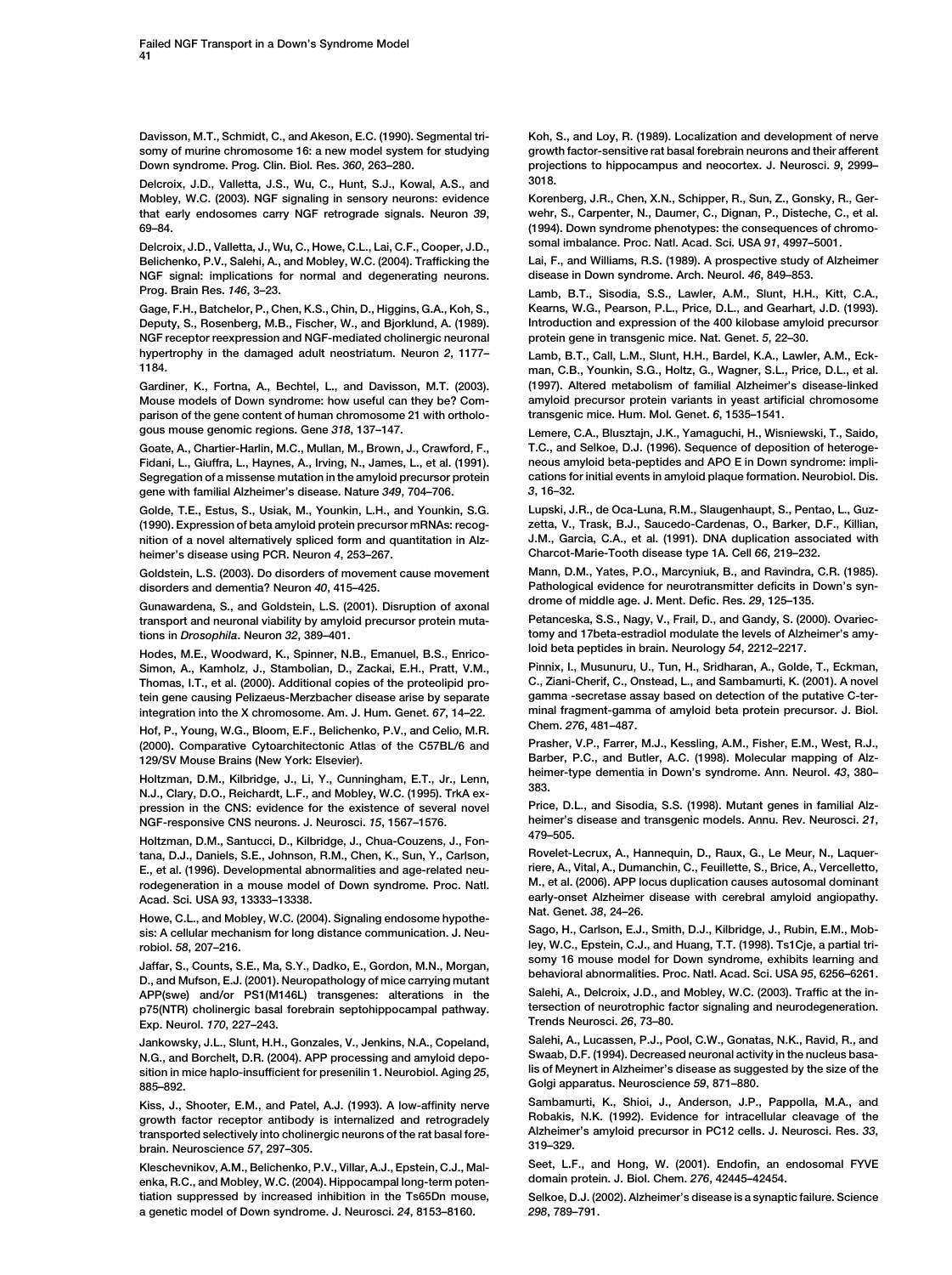Davisson, M.T., Schmidt, C., and Akeson, E.C. (1990). Segmental trisomy of murine chromosome 16: a new model system for studying Down syndrome. Prog. Clin. Biol. Res. *360*, 263–280.

Delcroix, J.D., Valletta, J.S., Wu, C., Hunt, S.J., Kowal, A.S., and Mobley, W.C. (2003). NGF signaling in sensory neurons: evidence that early endosomes carry NGF retrograde signals. Neuron *39*, 69–84.

Delcroix, J.D., Valletta, J., Wu, C., Howe, C.L., Lai, C.F., Cooper, J.D., Belichenko, P.V., Salehi, A., and Mobley, W.C. (2004). Trafficking the NGF signal: implications for normal and degenerating neurons. Prog. Brain Res. *146*, 3–23.

Gage, F.H., Batchelor, P., Chen, K.S., Chin, D., Higgins, G.A., Koh, S., Deputy, S., Rosenberg, M.B., Fischer, W., and Bjorklund, A. (1989). NGF receptor reexpression and NGF-mediated cholinergic neuronal hypertrophy in the damaged adult neostriatum. Neuron *2*, 1177–1184.

Gardiner, K., Fortna, A., Bechtel, L., and Davisson, M.T. (2003). Mouse models of Down syndrome: how useful can they be? Comparison of the gene content of human chromosome 21 with orthologous mouse genomic regions. Gene *318*, 137–147.

Goate, A., Chartier-Harlin, M.C., Mullan, M., Brown, J., Crawford, F., Fidani, L., Giuffra, L., Haynes, A., Irving, N., James, L., et al. (1991). Segregation of a missense mutation in the amyloid precursor protein gene with familial Alzheimer's disease. Nature *349*, 704–706.

Golde, T.E., Estus, S., Usiak, M., Younkin, L.H., and Younkin, S.G. (1990). Expression of beta amyloid protein precursor mRNAs: recognition of a novel alternatively spliced form and quantitation in Alzheimer's disease using PCR. Neuron *4*, 253–267.

Goldstein, L.S. (2003). Do disorders of movement cause movement disorders and dementia? Neuron *40*, 415–425.

Gunawardena, S., and Goldstein, L.S. (2001). Disruption of axonal transport and neuronal viability by amyloid precursor protein mutations in *Drosophila*. Neuron *32*, 389–401.

Hodes, M.E., Woodward, K., Spinner, N.B., Emanuel, B.S., Enrico-Simon, A., Kamholz, J., Stambolian, D., Zackai, E.H., Pratt, V.M., Thomas, I.T., et al. (2000). Additional copies of the proteolipid protein gene causing Pelizaeus-Merzbacher disease arise by separate integration into the X chromosome. Am. J. Hum. Genet. *67*, 14–22.

Hof, P., Young, W.G., Bloom, E.F., Belichenko, P.V., and Celio, M.R. (2000). Comparative Cytoarchitectonic Atlas of the C57BL/6 and 129/SV Mouse Brains (New York: Elsevier).

Holtzman, D.M., Kilbridge, J., Li, Y., Cunningham, E.T., Jr., Lenn, N.J., Clary, D.O., Reichardt, L.F., and Mobley, W.C. (1995). TrkA expression in the CNS: evidence for the existence of several novel NGF-responsive CNS neurons. J. Neurosci. *15*, 1567–1576.

Holtzman, D.M., Santucci, D., Kilbridge, J., Chua-Couzens, J., Fontana, D.J., Daniels, S.E., Johnson, R.M., Chen, K., Sun, Y., Carlson, E., et al. (1996). Developmental abnormalities and age-related neurodegeneration in a mouse model of Down syndrome. Proc. Natl. Acad. Sci. USA *93*, 13333–13338.

Howe, C.L., and Mobley, W.C. (2004). Signaling endosome hypothesis: A cellular mechanism for long distance communication. J. Neurobiol. *58*, 207–216.

Jaffar, S., Counts, S.E., Ma, S.Y., Dadko, E., Gordon, M.N., Morgan, D., and Mufson, E.J. (2001). Neuropathology of mice carrying mutant APP(swe) and/or PS1(M146L) transgenes: alterations in the p75(NTR) cholinergic basal forebrain septohippocampal pathway. Exp. Neurol. *170*, 227–243.

Jankowsky, J.L., Slunt, H.H., Gonzales, V., Jenkins, N.A., Copeland, N.G., and Borchelt, D.R. (2004). APP processing and amyloid deposition in mice haplo-insufficient for presenilin 1. Neurobiol. Aging *25*, 885–892.

Kiss, J., Shooter, E.M., and Patel, A.J. (1993). A low-affinity nerve growth factor receptor antibody is internalized and retrogradely transported selectively into cholinergic neurons of the rat basal forebrain. Neuroscience *57*, 297–305.

Kleschevnikov, A.M., Belichenko, P.V., Villar, A.J., Epstein, C.J., Malenka, R.C., and Mobley, W.C. (2004). Hippocampal long-term potentiation suppressed by increased inhibition in the Ts65Dn mouse, a genetic model of Down syndrome. J. Neurosci. *24*, 8153–8160.

Koh, S., and Loy, R. (1989). Localization and development of nerve growth factor-sensitive rat basal forebrain neurons and their afferent projections to hippocampus and neocortex. J. Neurosci. *9*, 2999–3018.

Korenberg, J.R., Chen, X.N., Schipper, R., Sun, Z., Gonsky, R., Gerwehr, S., Carpenter, N., Daumer, C., Dignan, P., Disteche, C., et al. (1994). Down syndrome phenotypes: the consequences of chromosomal imbalance. Proc. Natl. Acad. Sci. USA *91*, 4997–5001.

Lai, F., and Williams, R.S. (1989). A prospective study of Alzheimer disease in Down syndrome. Arch. Neurol. *46*, 849–853.

Lamb, B.T., Sisodia, S.S., Lawler, A.M., Slunt, H.H., Kitt, C.A., Kearns, W.G., Pearson, P.L., Price, D.L., and Gearhart, J.D. (1993). Introduction and expression of the 400 kilobase amyloid precursor protein gene in transgenic mice. Nat. Genet. *5*, 22–30.

Lamb, B.T., Call, L.M., Slunt, H.H., Bardel, K.A., Lawler, A.M., Eckman, C.B., Younkin, S.G., Holtz, G., Wagner, S.L., Price, D.L., et al. (1997). Altered metabolism of familial Alzheimer's disease-linked amyloid precursor protein variants in yeast artificial chromosome transgenic mice. Hum. Mol. Genet. *6*, 1535–1541.

Lemere, C.A., Blusztajn, J.K., Yamaguchi, H., Wisniewski, T., Saido, T.C., and Selkoe, D.J. (1996). Sequence of deposition of heterogeneous amyloid beta-peptides and APO E in Down syndrome: implications for initial events in amyloid plaque formation. Neurobiol. Dis. *3*, 16–32.

Lupski, J.R., de Oca-Luna, R.M., Slaugenhaupt, S., Pentao, L., Guzzetta, V., Trask, B.J., Saucedo-Cardenas, O., Barker, D.F., Killian, J.M., Garcia, C.A., et al. (1991). DNA duplication associated with Charcot-Marie-Tooth disease type 1A. Cell *66*, 219–232.

Mann, D.M., Yates, P.O., Marcyniuk, B., and Ravindra, C.R. (1985). Pathological evidence for neurotransmitter deficits in Down's syndrome of middle age. J. Ment. Defic. Res. *29*, 125–135.

Petanceska, S.S., Nagy, V., Frail, D., and Gandy, S. (2000). Ovariectomy and 17beta-estradiol modulate the levels of Alzheimer's amyloid beta peptides in brain. Neurology *54*, 2212–2217.

Pinnix, I., Musunuru, U., Tun, H., Sridharan, A., Golde, T., Eckman, C., Ziani-Cherif, C., Onstead, L., and Sambamurti, K. (2001). A novel gamma -secretase assay based on detection of the putative C-terminal fragment-gamma of amyloid beta protein precursor. J. Biol. Chem. *276*, 481–487.

Prasher, V.P., Farrer, M.J., Kessling, A.M., Fisher, E.M., West, R.J., Barber, P.C., and Butler, A.C. (1998). Molecular mapping of Alzheimer-type dementia in Down's syndrome. Ann. Neurol. *43*, 380–383.

Price, D.L., and Sisodia, S.S. (1998). Mutant genes in familial Alzheimer's disease and transgenic models. Annu. Rev. Neurosci. *21*, 479–505.

Rovelet-Lecrux, A., Hannequin, D., Raux, G., Le Meur, N., Laquerriere, A., Vital, A., Dumanchin, C., Feuillette, S., Brice, A., Vercelletto, M., et al. (2006). APP locus duplication causes autosomal dominant early-onset Alzheimer disease with cerebral amyloid angiopathy. Nat. Genet. *38*, 24–26.

Sago, H., Carlson, E.J., Smith, D.J., Kilbridge, J., Rubin, E.M., Mobley, W.C., Epstein, C.J., and Huang, T.T. (1998). Ts1Cje, a partial trisomy 16 mouse model for Down syndrome, exhibits learning and behavioral abnormalities. Proc. Natl. Acad. Sci. USA *95*, 6256–6261.

Salehi, A., Delcroix, J.D., and Mobley, W.C. (2003). Traffic at the intersection of neurotrophic factor signaling and neurodegeneration. Trends Neurosci. *26*, 73–80.

Salehi, A., Lucassen, P.J., Pool, C.W., Gonatas, N.K., Ravid, R., and Swaab, D.F. (1994). Decreased neuronal activity in the nucleus basalis of Meynert in Alzheimer's disease as suggested by the size of the Golgi apparatus. Neuroscience *59*, 871–880.

Sambamurti, K., Shioi, J., Anderson, J.P., Pappolla, M.A., and Robakis, N.K. (1992). Evidence for intracellular cleavage of the Alzheimer's amyloid precursor in PC12 cells. J. Neurosci. Res. *33*, 319–329.

Seet, L.F., and Hong, W. (2001). Endofin, an endosomal FYVE domain protein. J. Biol. Chem. *276*, 42445–42454.

Selkoe, D.J. (2002). Alzheimer's disease is a synaptic failure. Science *298*, 789–791.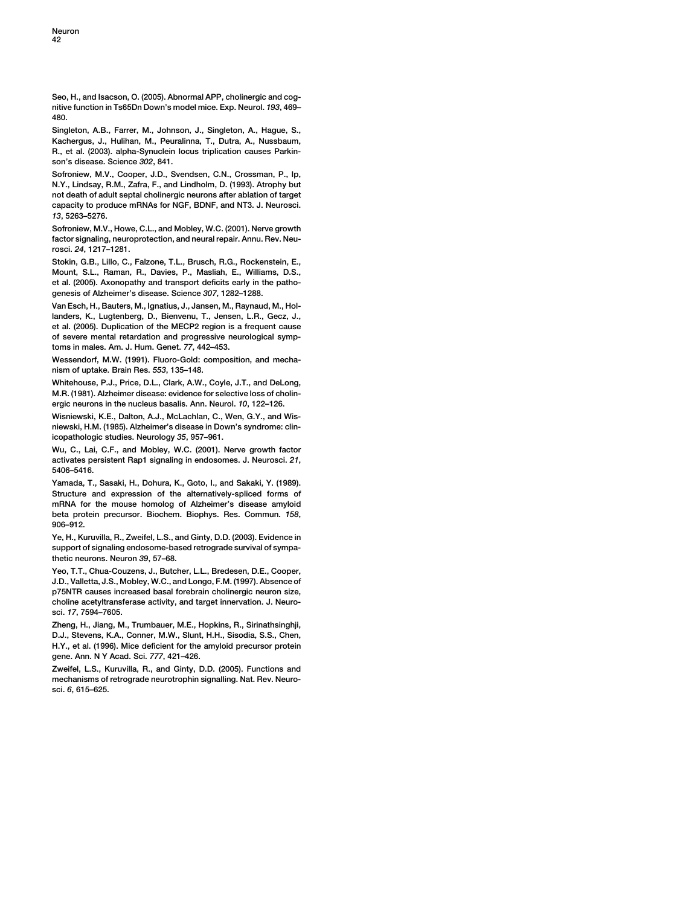Seo, H., and Isacson, O. (2005). Abnormal APP, cholinergic and cognitive function in Ts65Dn Down's model mice. Exp. Neurol. *193*, 469–480.

Singleton, A.B., Farrer, M., Johnson, J., Singleton, A., Hague, S., Kachergus, J., Hulihan, M., Peuralinna, T., Dutra, A., Nussbaum, R., et al. (2003). alpha-Synuclein locus triplication causes Parkinson's disease. Science *302*, 841.

Sofroniew, M.V., Cooper, J.D., Svendsen, C.N., Crossman, P., Ip, N.Y., Lindsay, R.M., Zafra, F., and Lindholm, D. (1993). Atrophy but not death of adult septal cholinergic neurons after ablation of target capacity to produce mRNAs for NGF, BDNF, and NT3. J. Neurosci. *13*, 5263–5276.

Sofroniew, M.V., Howe, C.L., and Mobley, W.C. (2001). Nerve growth factor signaling, neuroprotection, and neural repair. Annu. Rev. Neurosci. *24*, 1217–1281.

Stokin, G.B., Lillo, C., Falzone, T.L., Brusch, R.G., Rockenstein, E., Mount, S.L., Raman, R., Davies, P., Masliah, E., Williams, D.S., et al. (2005). Axonopathy and transport deficits early in the pathogenesis of Alzheimer's disease. Science *307*, 1282–1288.

Van Esch, H., Bauters, M., Ignatius, J., Jansen, M., Raynaud, M., Hollanders, K., Lugtenberg, D., Bienvenu, T., Jensen, L.R., Gecz, J., et al. (2005). Duplication of the MECP2 region is a frequent cause of severe mental retardation and progressive neurological symptoms in males. Am. J. Hum. Genet. *77*, 442–453.

Wessendorf, M.W. (1991). Fluoro-Gold: composition, and mechanism of uptake. Brain Res. *553*, 135–148.

Whitehouse, P.J., Price, D.L., Clark, A.W., Coyle, J.T., and DeLong, M.R. (1981). Alzheimer disease: evidence for selective loss of cholinergic neurons in the nucleus basalis. Ann. Neurol. *10*, 122–126.

Wisniewski, K.E., Dalton, A.J., McLachlan, C., Wen, G.Y., and Wisniewski, H.M. (1985). Alzheimer's disease in Down's syndrome: clinicopathologic studies. Neurology *35*, 957–961.

Wu, C., Lai, C.F., and Mobley, W.C. (2001). Nerve growth factor activates persistent Rap1 signaling in endosomes. J. Neurosci. *21*, 5406–5416.

Yamada, T., Sasaki, H., Dohura, K., Goto, I., and Sakaki, Y. (1989). Structure and expression of the alternatively-spliced forms of mRNA for the mouse homolog of Alzheimer's disease amyloid beta protein precursor. Biochem. Biophys. Res. Commun. *158*, 906–912.

Ye, H., Kuruvilla, R., Zweifel, L.S., and Ginty, D.D. (2003). Evidence in support of signaling endosome-based retrograde survival of sympathetic neurons. Neuron *39*, 57–68.

Yeo, T.T., Chua-Couzens, J., Butcher, L.L., Bredesen, D.E., Cooper, J.D., Valletta, J.S., Mobley, W.C., and Longo, F.M. (1997). Absence of p75NTR causes increased basal forebrain cholinergic neuron size, choline acetyltransferase activity, and target innervation. J. Neurosci. *17*, 7594–7605.

Zheng, H., Jiang, M., Trumbauer, M.E., Hopkins, R., Sirinathsinghji, D.J., Stevens, K.A., Conner, M.W., Slunt, H.H., Sisodia, S.S., Chen, H.Y., et al. (1996). Mice deficient for the amyloid precursor protein gene. Ann. N Y Acad. Sci. *777*, 421–426.

Zweifel, L.S., Kuruvilla, R., and Ginty, D.D. (2005). Functions and mechanisms of retrograde neurotrophin signalling. Nat. Rev. Neurosci. *6*, 615–625.